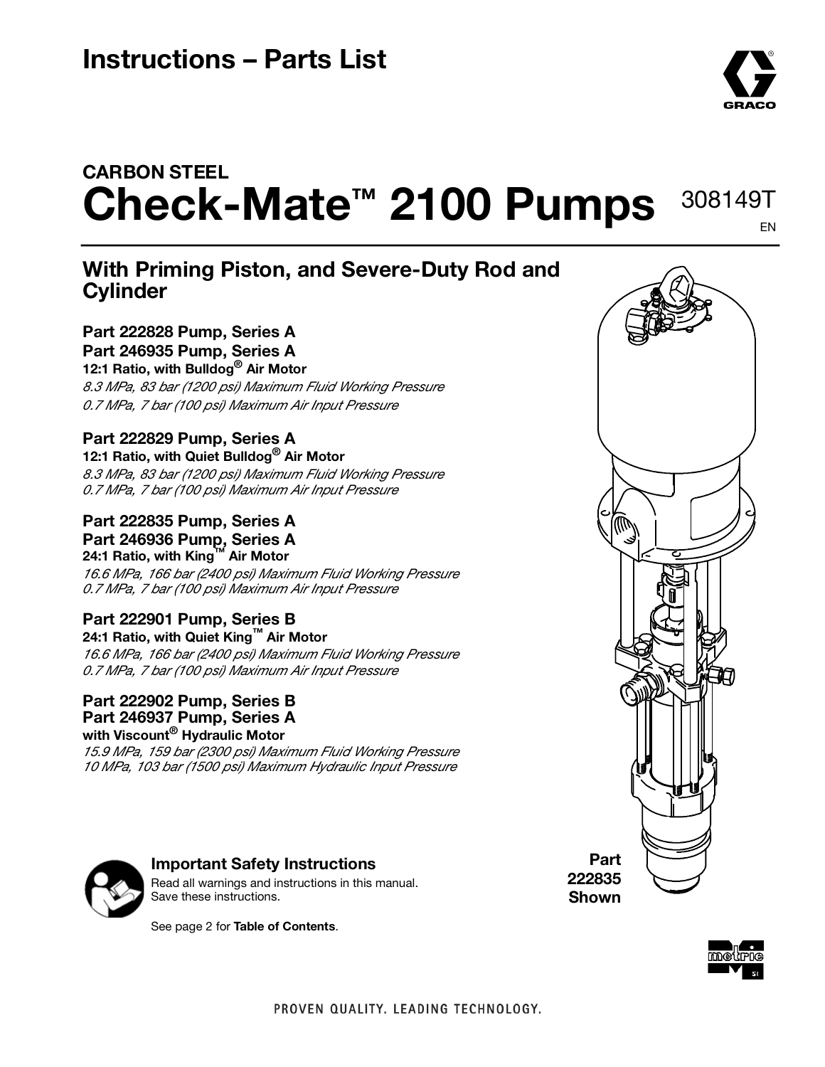# Instructions – Parts List

## CARBON STEEL

# Check-Mate™ 2100 Pumps

308149T

EN

## With Priming Piston, and Severe-Duty Rod and Cylinder

**Part 222828 Pump, Series A**
**Part 246935 Pump, Series A**
**12:1 Ratio, with Bulldog® Air Motor**
*8.3 MPa, 83 bar (1200 psi) Maximum Fluid Working Pressure*
*0.7 MPa, 7 bar (100 psi) Maximum Air Input Pressure*

**Part 222829 Pump, Series A**
**12:1 Ratio, with Quiet Bulldog® Air Motor**
*8.3 MPa, 83 bar (1200 psi) Maximum Fluid Working Pressure*
*0.7 MPa, 7 bar (100 psi) Maximum Air Input Pressure*

**Part 222835 Pump, Series A**
**Part 246936 Pump, Series A**
**24:1 Ratio, with King™ Air Motor**
*16.6 MPa, 166 bar (2400 psi) Maximum Fluid Working Pressure*
*0.7 MPa, 7 bar (100 psi) Maximum Air Input Pressure*

**Part 222901 Pump, Series B**
**24:1 Ratio, with Quiet King™ Air Motor**
*16.6 MPa, 166 bar (2400 psi) Maximum Fluid Working Pressure*
*0.7 MPa, 7 bar (100 psi) Maximum Air Input Pressure*

**Part 222902 Pump, Series B**
**Part 246937 Pump, Series A**
**with Viscount® Hydraulic Motor**
*15.9 MPa, 159 bar (2300 psi) Maximum Fluid Working Pressure*
*10 MPa, 103 bar (1500 psi) Maximum Hydraulic Input Pressure*

**Part 222835 Shown**

### Important Safety Instructions

Read all warnings and instructions in this manual. Save these instructions.

See page 2 for **Table of Contents**.

PROVEN QUALITY. LEADING TECHNOLOGY.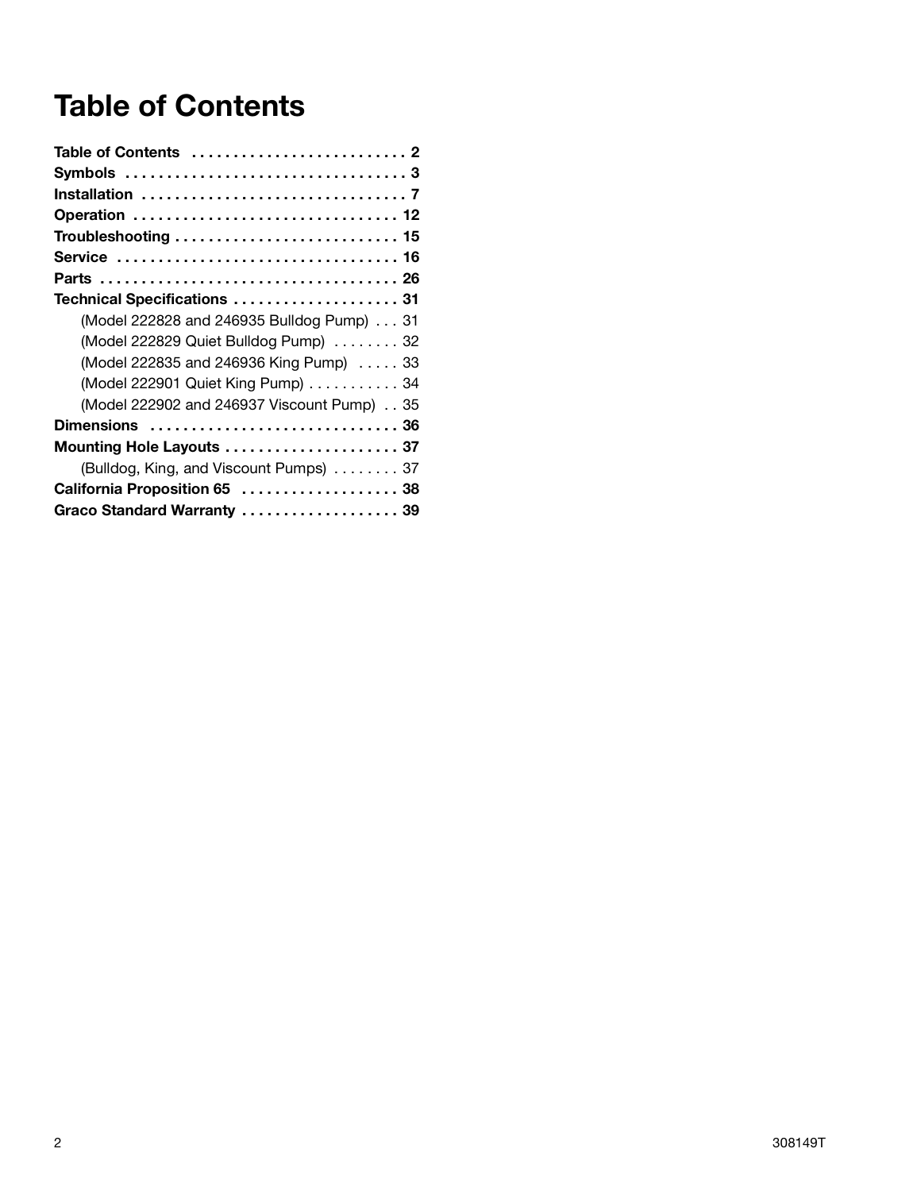# Table of Contents

**Table of Contents** . . . . . . . . . . . . . . . . . . . . . . . . . . **2**
**Symbols** . . . . . . . . . . . . . . . . . . . . . . . . . . . . . . . . . . **3**
**Installation** . . . . . . . . . . . . . . . . . . . . . . . . . . . . . . . . **7**
**Operation** . . . . . . . . . . . . . . . . . . . . . . . . . . . . . . . . **12**
**Troubleshooting** . . . . . . . . . . . . . . . . . . . . . . . . . . . **15**
**Service** . . . . . . . . . . . . . . . . . . . . . . . . . . . . . . . . . . **16**
**Parts** . . . . . . . . . . . . . . . . . . . . . . . . . . . . . . . . . . . . **26**
**Technical Specifications** . . . . . . . . . . . . . . . . . . . . **31**
    (Model 222828 and 246935 Bulldog Pump) . . . 31
    (Model 222829 Quiet Bulldog Pump) . . . . . . . . 32
    (Model 222835 and 246936 King Pump) . . . . . 33
    (Model 222901 Quiet King Pump) . . . . . . . . . . . 34
    (Model 222902 and 246937 Viscount Pump) . . 35
**Dimensions** . . . . . . . . . . . . . . . . . . . . . . . . . . . . . . **36**
**Mounting Hole Layouts** . . . . . . . . . . . . . . . . . . . . . **37**
    (Bulldog, King, and Viscount Pumps) . . . . . . . . 37
**California Proposition 65** . . . . . . . . . . . . . . . . . . . **38**
**Graco Standard Warranty** . . . . . . . . . . . . . . . . . . . **39**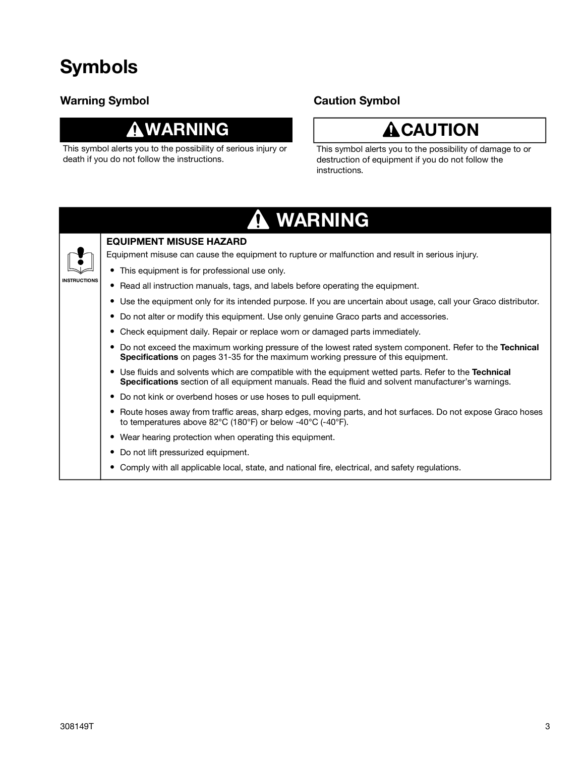# Symbols

## Warning Symbol

**⚠ WARNING**

This symbol alerts you to the possibility of serious injury or death if you do not follow the instructions.

## Caution Symbol

**⚠ CAUTION**

This symbol alerts you to the possibility of damage to or destruction of equipment if you do not follow the instructions.

## ⚠ WARNING

INSTRUCTIONS

**EQUIPMENT MISUSE HAZARD**

Equipment misuse can cause the equipment to rupture or malfunction and result in serious injury.

- This equipment is for professional use only.
- Read all instruction manuals, tags, and labels before operating the equipment.
- Use the equipment only for its intended purpose. If you are uncertain about usage, call your Graco distributor.
- Do not alter or modify this equipment. Use only genuine Graco parts and accessories.
- Check equipment daily. Repair or replace worn or damaged parts immediately.
- Do not exceed the maximum working pressure of the lowest rated system component. Refer to the **Technical Specifications** on pages 31-35 for the maximum working pressure of this equipment.
- Use fluids and solvents which are compatible with the equipment wetted parts. Refer to the **Technical Specifications** section of all equipment manuals. Read the fluid and solvent manufacturer's warnings.
- Do not kink or overbend hoses or use hoses to pull equipment.
- Route hoses away from traffic areas, sharp edges, moving parts, and hot surfaces. Do not expose Graco hoses to temperatures above 82°C (180°F) or below -40°C (-40°F).
- Wear hearing protection when operating this equipment.
- Do not lift pressurized equipment.
- Comply with all applicable local, state, and national fire, electrical, and safety regulations.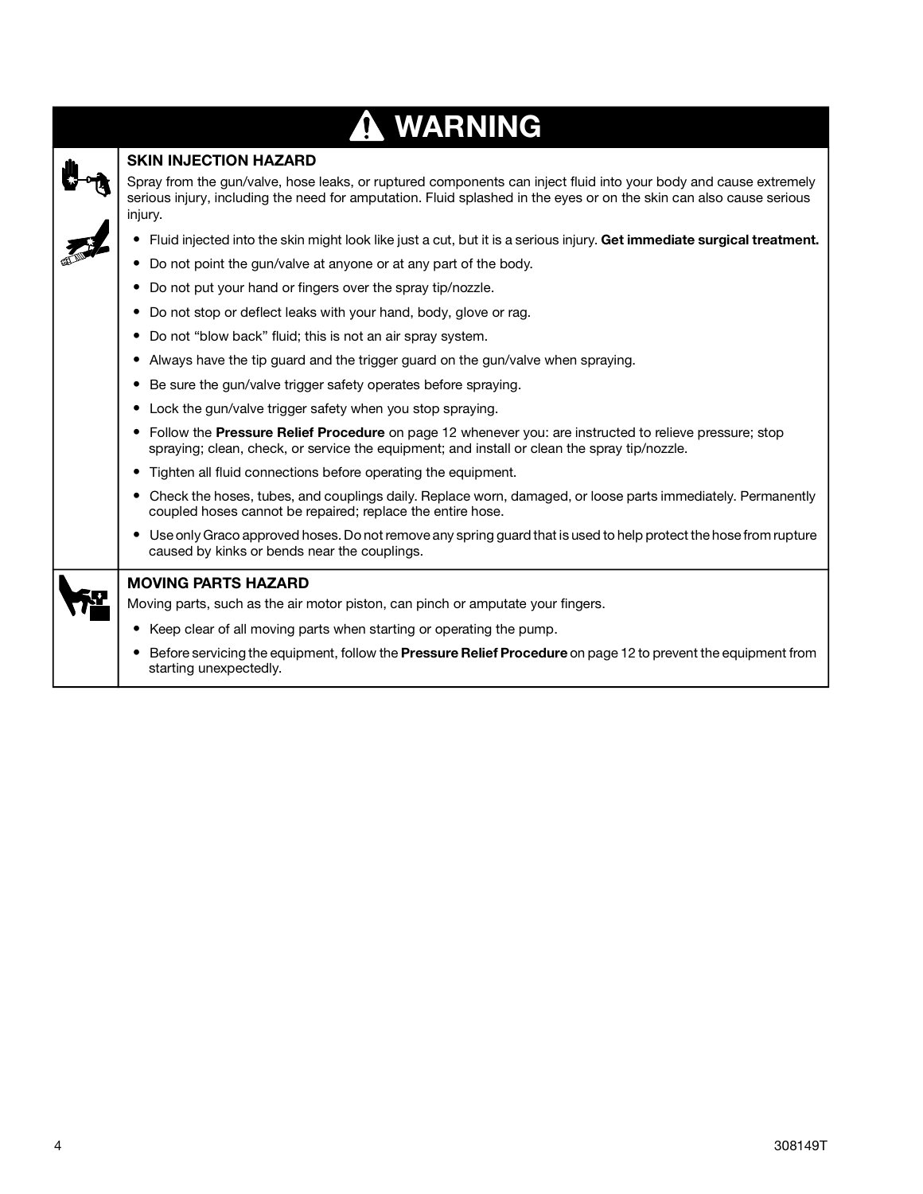# WARNING

### SKIN INJECTION HAZARD

Spray from the gun/valve, hose leaks, or ruptured components can inject fluid into your body and cause extremely serious injury, including the need for amputation. Fluid splashed in the eyes or on the skin can also cause serious injury.

- Fluid injected into the skin might look like just a cut, but it is a serious injury. **Get immediate surgical treatment.**
- Do not point the gun/valve at anyone or at any part of the body.
- Do not put your hand or fingers over the spray tip/nozzle.
- Do not stop or deflect leaks with your hand, body, glove or rag.
- Do not "blow back" fluid; this is not an air spray system.
- Always have the tip guard and the trigger guard on the gun/valve when spraying.
- Be sure the gun/valve trigger safety operates before spraying.
- Lock the gun/valve trigger safety when you stop spraying.
- Follow the **Pressure Relief Procedure** on page 12 whenever you: are instructed to relieve pressure; stop spraying; clean, check, or service the equipment; and install or clean the spray tip/nozzle.
- Tighten all fluid connections before operating the equipment.
- Check the hoses, tubes, and couplings daily. Replace worn, damaged, or loose parts immediately. Permanently coupled hoses cannot be repaired; replace the entire hose.
- Use only Graco approved hoses. Do not remove any spring guard that is used to help protect the hose from rupture caused by kinks or bends near the couplings.

### MOVING PARTS HAZARD

Moving parts, such as the air motor piston, can pinch or amputate your fingers.

- Keep clear of all moving parts when starting or operating the pump.
- Before servicing the equipment, follow the **Pressure Relief Procedure** on page 12 to prevent the equipment from starting unexpectedly.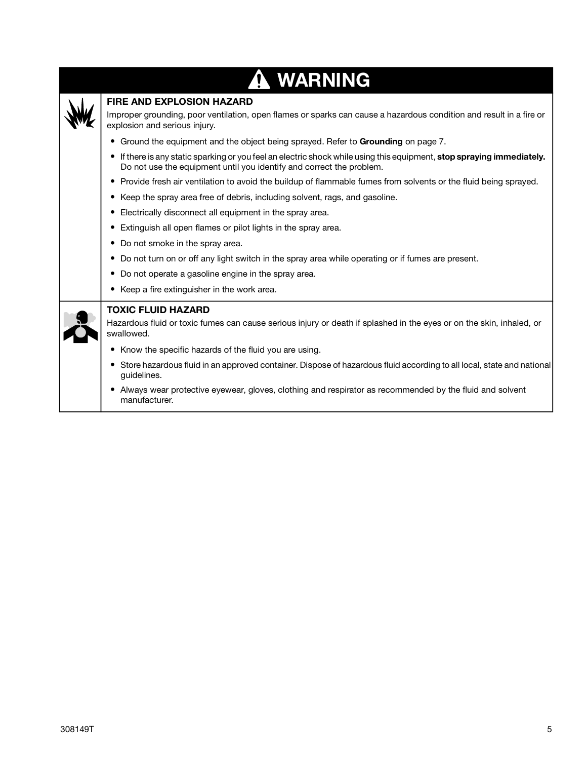# ⚠ WARNING

## FIRE AND EXPLOSION HAZARD

Improper grounding, poor ventilation, open flames or sparks can cause a hazardous condition and result in a fire or explosion and serious injury.

- Ground the equipment and the object being sprayed. Refer to **Grounding** on page 7.
- If there is any static sparking or you feel an electric shock while using this equipment, **stop spraying immediately.** Do not use the equipment until you identify and correct the problem.
- Provide fresh air ventilation to avoid the buildup of flammable fumes from solvents or the fluid being sprayed.
- Keep the spray area free of debris, including solvent, rags, and gasoline.
- Electrically disconnect all equipment in the spray area.
- Extinguish all open flames or pilot lights in the spray area.
- Do not smoke in the spray area.
- Do not turn on or off any light switch in the spray area while operating or if fumes are present.
- Do not operate a gasoline engine in the spray area.
- Keep a fire extinguisher in the work area.

## TOXIC FLUID HAZARD

Hazardous fluid or toxic fumes can cause serious injury or death if splashed in the eyes or on the skin, inhaled, or swallowed.

- Know the specific hazards of the fluid you are using.
- Store hazardous fluid in an approved container. Dispose of hazardous fluid according to all local, state and national guidelines.
- Always wear protective eyewear, gloves, clothing and respirator as recommended by the fluid and solvent manufacturer.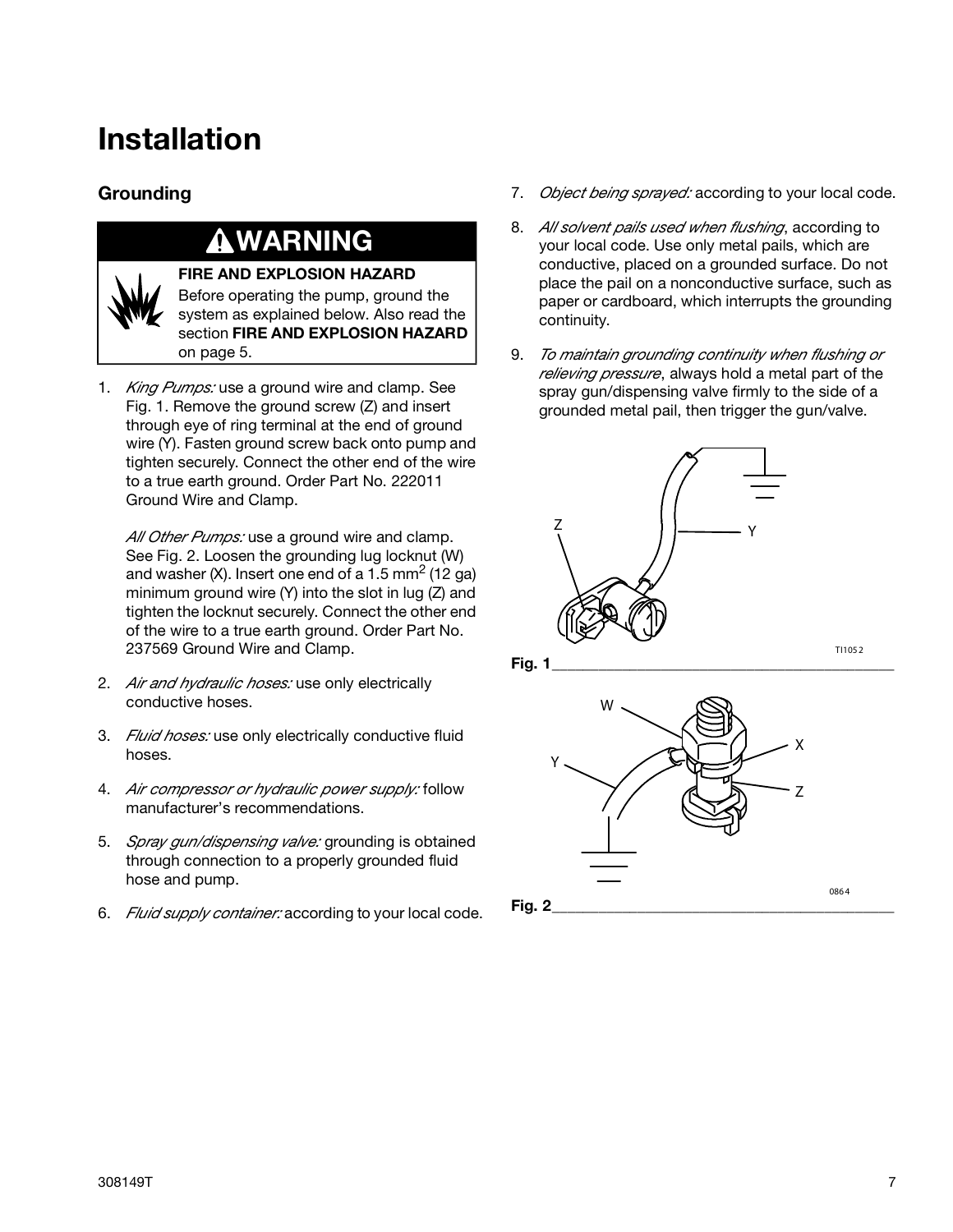# Installation

## Grounding

**WARNING**

**FIRE AND EXPLOSION HAZARD**
Before operating the pump, ground the system as explained below. Also read the section **FIRE AND EXPLOSION HAZARD** on page 5.

1. *King Pumps:* use a ground wire and clamp. See Fig. 1. Remove the ground screw (Z) and insert through eye of ring terminal at the end of ground wire (Y). Fasten ground screw back onto pump and tighten securely. Connect the other end of the wire to a true earth ground. Order Part No. 222011 Ground Wire and Clamp.

   *All Other Pumps:* use a ground wire and clamp. See Fig. 2. Loosen the grounding lug locknut (W) and washer (X). Insert one end of a 1.5 $mm^2$ (12 ga) minimum ground wire (Y) into the slot in lug (Z) and tighten the locknut securely. Connect the other end of the wire to a true earth ground. Order Part No. 237569 Ground Wire and Clamp.

2. *Air and hydraulic hoses:* use only electrically conductive hoses.
3. *Fluid hoses:* use only electrically conductive fluid hoses.
4. *Air compressor or hydraulic power supply:* follow manufacturer's recommendations.
5. *Spray gun/dispensing valve:* grounding is obtained through connection to a properly grounded fluid hose and pump.
6. *Fluid supply container:* according to your local code.
7. *Object being sprayed:* according to your local code.
8. *All solvent pails used when flushing*, according to your local code. Use only metal pails, which are conductive, placed on a grounded surface. Do not place the pail on a nonconductive surface, such as paper or cardboard, which interrupts the grounding continuity.
9. *To maintain grounding continuity when flushing or relieving pressure*, always hold a metal part of the spray gun/dispensing valve firmly to the side of a grounded metal pail, then trigger the gun/valve.

**Fig. 1**

**Fig. 2**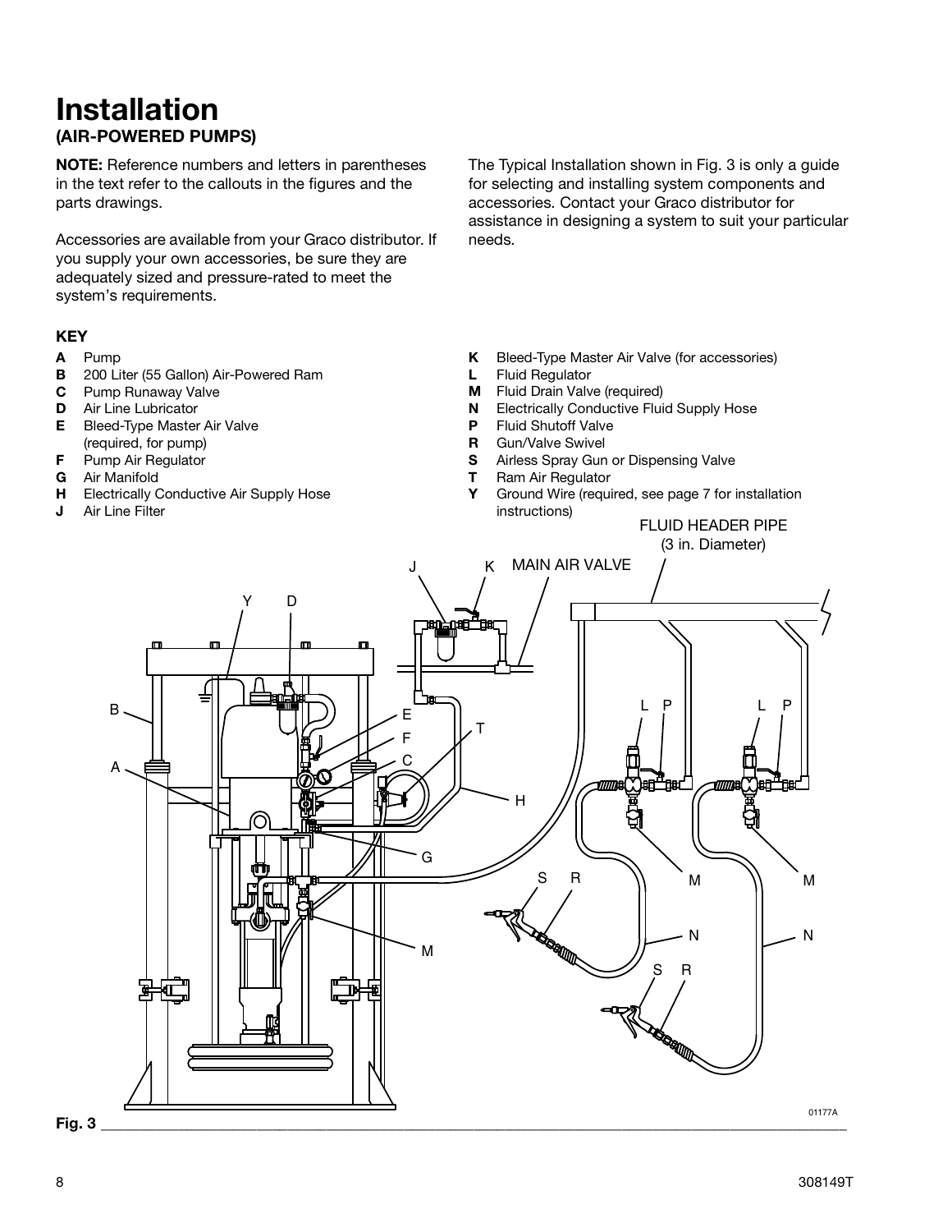# Installation

## (AIR-POWERED PUMPS)

**NOTE:** Reference numbers and letters in parentheses in the text refer to the callouts in the figures and the parts drawings.

Accessories are available from your Graco distributor. If you supply your own accessories, be sure they are adequately sized and pressure-rated to meet the system's requirements.

The Typical Installation shown in Fig. 3 is only a guide for selecting and installing system components and accessories. Contact your Graco distributor for assistance in designing a system to suit your particular needs.

**KEY**

- **A** Pump
- **B** 200 Liter (55 Gallon) Air-Powered Ram
- **C** Pump Runaway Valve
- **D** Air Line Lubricator
- **E** Bleed-Type Master Air Valve (required, for pump)
- **F** Pump Air Regulator
- **G** Air Manifold
- **H** Electrically Conductive Air Supply Hose
- **J** Air Line Filter
- **K** Bleed-Type Master Air Valve (for accessories)
- **L** Fluid Regulator
- **M** Fluid Drain Valve (required)
- **N** Electrically Conductive Fluid Supply Hose
- **P** Fluid Shutoff Valve
- **R** Gun/Valve Swivel
- **S** Airless Spray Gun or Dispensing Valve
- **T** Ram Air Regulator
- **Y** Ground Wire (required, see page 7 for installation instructions)

Fig. 3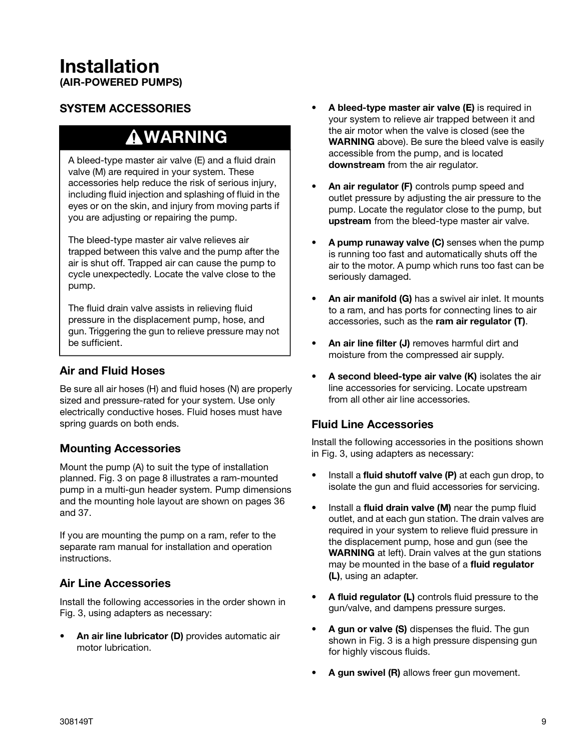# Installation
**(AIR-POWERED PUMPS)**

## SYSTEM ACCESSORIES

> **⚠WARNING**
>
> A bleed-type master air valve (E) and a fluid drain valve (M) are required in your system. These accessories help reduce the risk of serious injury, including fluid injection and splashing of fluid in the eyes or on the skin, and injury from moving parts if you are adjusting or repairing the pump.
>
> The bleed-type master air valve relieves air trapped between this valve and the pump after the air is shut off. Trapped air can cause the pump to cycle unexpectedly. Locate the valve close to the pump.
>
> The fluid drain valve assists in relieving fluid pressure in the displacement pump, hose, and gun. Triggering the gun to relieve pressure may not be sufficient.

### Air and Fluid Hoses

Be sure all air hoses (H) and fluid hoses (N) are properly sized and pressure-rated for your system. Use only electrically conductive hoses. Fluid hoses must have spring guards on both ends.

### Mounting Accessories

Mount the pump (A) to suit the type of installation planned. Fig. 3 on page 8 illustrates a ram-mounted pump in a multi-gun header system. Pump dimensions and the mounting hole layout are shown on pages 36 and 37.

If you are mounting the pump on a ram, refer to the separate ram manual for installation and operation instructions.

### Air Line Accessories

Install the following accessories in the order shown in Fig. 3, using adapters as necessary:

- **An air line lubricator (D)** provides automatic air motor lubrication.
- **A bleed-type master air valve (E)** is required in your system to relieve air trapped between it and the air motor when the valve is closed (see the **WARNING** above). Be sure the bleed valve is easily accessible from the pump, and is located **downstream** from the air regulator.
- **An air regulator (F)** controls pump speed and outlet pressure by adjusting the air pressure to the pump. Locate the regulator close to the pump, but **upstream** from the bleed-type master air valve.
- **A pump runaway valve (C)** senses when the pump is running too fast and automatically shuts off the air to the motor. A pump which runs too fast can be seriously damaged.
- **An air manifold (G)** has a swivel air inlet. It mounts to a ram, and has ports for connecting lines to air accessories, such as the **ram air regulator (T)**.
- **An air line filter (J)** removes harmful dirt and moisture from the compressed air supply.
- **A second bleed-type air valve (K)** isolates the air line accessories for servicing. Locate upstream from all other air line accessories.

### Fluid Line Accessories

Install the following accessories in the positions shown in Fig. 3, using adapters as necessary:

- Install a **fluid shutoff valve (P)** at each gun drop, to isolate the gun and fluid accessories for servicing.
- Install a **fluid drain valve (M)** near the pump fluid outlet, and at each gun station. The drain valves are required in your system to relieve fluid pressure in the displacement pump, hose and gun (see the **WARNING** at left). Drain valves at the gun stations may be mounted in the base of a **fluid regulator (L)**, using an adapter.
- **A fluid regulator (L)** controls fluid pressure to the gun/valve, and dampens pressure surges.
- **A gun or valve (S)** dispenses the fluid. The gun shown in Fig. 3 is a high pressure dispensing gun for highly viscous fluids.
- **A gun swivel (R)** allows freer gun movement.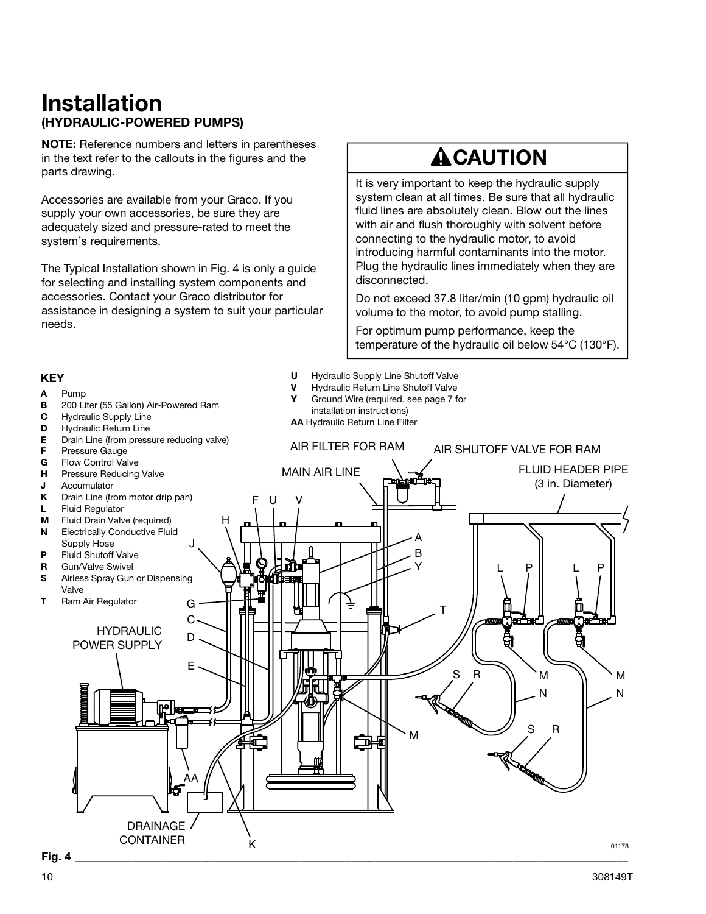# Installation

## (HYDRAULIC-POWERED PUMPS)

**NOTE:** Reference numbers and letters in parentheses in the text refer to the callouts in the figures and the parts drawing.

Accessories are available from your Graco. If you supply your own accessories, be sure they are adequately sized and pressure-rated to meet the system's requirements.

The Typical Installation shown in Fig. 4 is only a guide for selecting and installing system components and accessories. Contact your Graco distributor for assistance in designing a system to suit your particular needs.

> **⚠CAUTION**
>
> It is very important to keep the hydraulic supply system clean at all times. Be sure that all hydraulic fluid lines are absolutely clean. Blow out the lines with air and flush thoroughly with solvent before connecting to the hydraulic motor, to avoid introducing harmful contaminants into the motor. Plug the hydraulic lines immediately when they are disconnected.
>
> Do not exceed 37.8 liter/min (10 gpm) hydraulic oil volume to the motor, to avoid pump stalling.
>
> For optimum pump performance, keep the temperature of the hydraulic oil below 54°C (130°F).

**KEY**

- **A** Pump
- **B** 200 Liter (55 Gallon) Air-Powered Ram
- **C** Hydraulic Supply Line
- **D** Hydraulic Return Line
- **E** Drain Line (from pressure reducing valve)
- **F** Pressure Gauge
- **G** Flow Control Valve
- **H** Pressure Reducing Valve
- **J** Accumulator
- **K** Drain Line (from motor drip pan)
- **L** Fluid Regulator
- **M** Fluid Drain Valve (required)
- **N** Electrically Conductive Fluid Supply Hose
- **P** Fluid Shutoff Valve
- **R** Gun/Valve Swivel
- **S** Airless Spray Gun or Dispensing Valve
- **T** Ram Air Regulator
- **U** Hydraulic Supply Line Shutoff Valve
- **V** Hydraulic Return Line Shutoff Valve
- **Y** Ground Wire (required, see page 7 for installation instructions)
- **AA** Hydraulic Return Line Filter

AIR FILTER FOR RAM
AIR SHUTOFF VALVE FOR RAM
MAIN AIR LINE
FLUID HEADER PIPE (3 in. Diameter)
HYDRAULIC POWER SUPPLY
DRAINAGE CONTAINER

01178

**Fig. 4**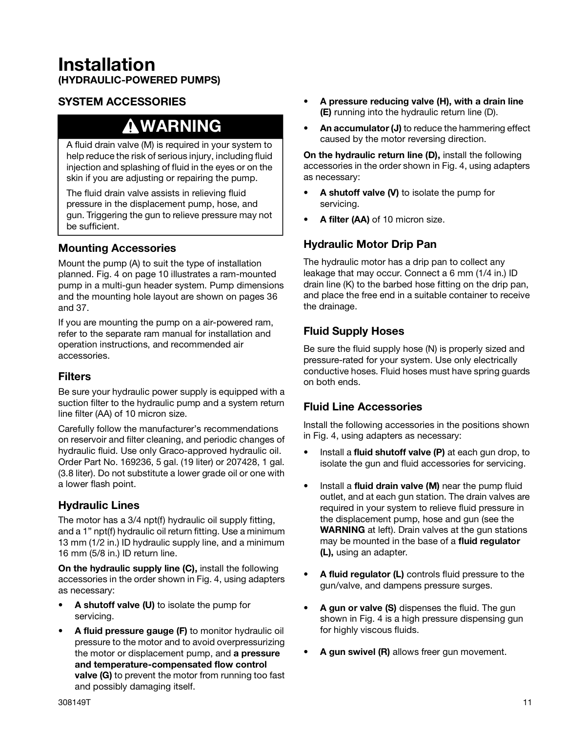# Installation

**(HYDRAULIC-POWERED PUMPS)**

## SYSTEM ACCESSORIES

**⚠WARNING**

A fluid drain valve (M) is required in your system to help reduce the risk of serious injury, including fluid injection and splashing of fluid in the eyes or on the skin if you are adjusting or repairing the pump.

The fluid drain valve assists in relieving fluid pressure in the displacement pump, hose, and gun. Triggering the gun to relieve pressure may not be sufficient.

### Mounting Accessories

Mount the pump (A) to suit the type of installation planned. Fig. 4 on page 10 illustrates a ram-mounted pump in a multi-gun header system. Pump dimensions and the mounting hole layout are shown on pages 36 and 37.

If you are mounting the pump on a air-powered ram, refer to the separate ram manual for installation and operation instructions, and recommended air accessories.

### Filters

Be sure your hydraulic power supply is equipped with a suction filter to the hydraulic pump and a system return line filter (AA) of 10 micron size.

Carefully follow the manufacturer's recommendations on reservoir and filter cleaning, and periodic changes of hydraulic fluid. Use only Graco-approved hydraulic oil. Order Part No. 169236, 5 gal. (19 liter) or 207428, 1 gal. (3.8 liter). Do not substitute a lower grade oil or one with a lower flash point.

### Hydraulic Lines

The motor has a 3/4 npt(f) hydraulic oil supply fitting, and a 1" npt(f) hydraulic oil return fitting. Use a minimum 13 mm (1/2 in.) ID hydraulic supply line, and a minimum 16 mm (5/8 in.) ID return line.

**On the hydraulic supply line (C),** install the following accessories in the order shown in Fig. 4, using adapters as necessary:

- **A shutoff valve (U)** to isolate the pump for servicing.
- **A fluid pressure gauge (F)** to monitor hydraulic oil pressure to the motor and to avoid overpressurizing the motor or displacement pump, and **a pressure and temperature-compensated flow control valve (G)** to prevent the motor from running too fast and possibly damaging itself.
- **A pressure reducing valve (H), with a drain line (E)** running into the hydraulic return line (D).
- **An accumulator (J)** to reduce the hammering effect caused by the motor reversing direction.

**On the hydraulic return line (D),** install the following accessories in the order shown in Fig. 4, using adapters as necessary:

- **A shutoff valve (V)** to isolate the pump for servicing.
- **A filter (AA)** of 10 micron size.

### Hydraulic Motor Drip Pan

The hydraulic motor has a drip pan to collect any leakage that may occur. Connect a 6 mm (1/4 in.) ID drain line (K) to the barbed hose fitting on the drip pan, and place the free end in a suitable container to receive the drainage.

### Fluid Supply Hoses

Be sure the fluid supply hose (N) is properly sized and pressure-rated for your system. Use only electrically conductive hoses. Fluid hoses must have spring guards on both ends.

### Fluid Line Accessories

Install the following accessories in the positions shown in Fig. 4, using adapters as necessary:

- Install a **fluid shutoff valve (P)** at each gun drop, to isolate the gun and fluid accessories for servicing.
- Install a **fluid drain valve (M)** near the pump fluid outlet, and at each gun station. The drain valves are required in your system to relieve fluid pressure in the displacement pump, hose and gun (see the **WARNING** at left). Drain valves at the gun stations may be mounted in the base of a **fluid regulator (L),** using an adapter.
- **A fluid regulator (L)** controls fluid pressure to the gun/valve, and dampens pressure surges.
- **A gun or valve (S)** dispenses the fluid. The gun shown in Fig. 4 is a high pressure dispensing gun for highly viscous fluids.
- **A gun swivel (R)** allows freer gun movement.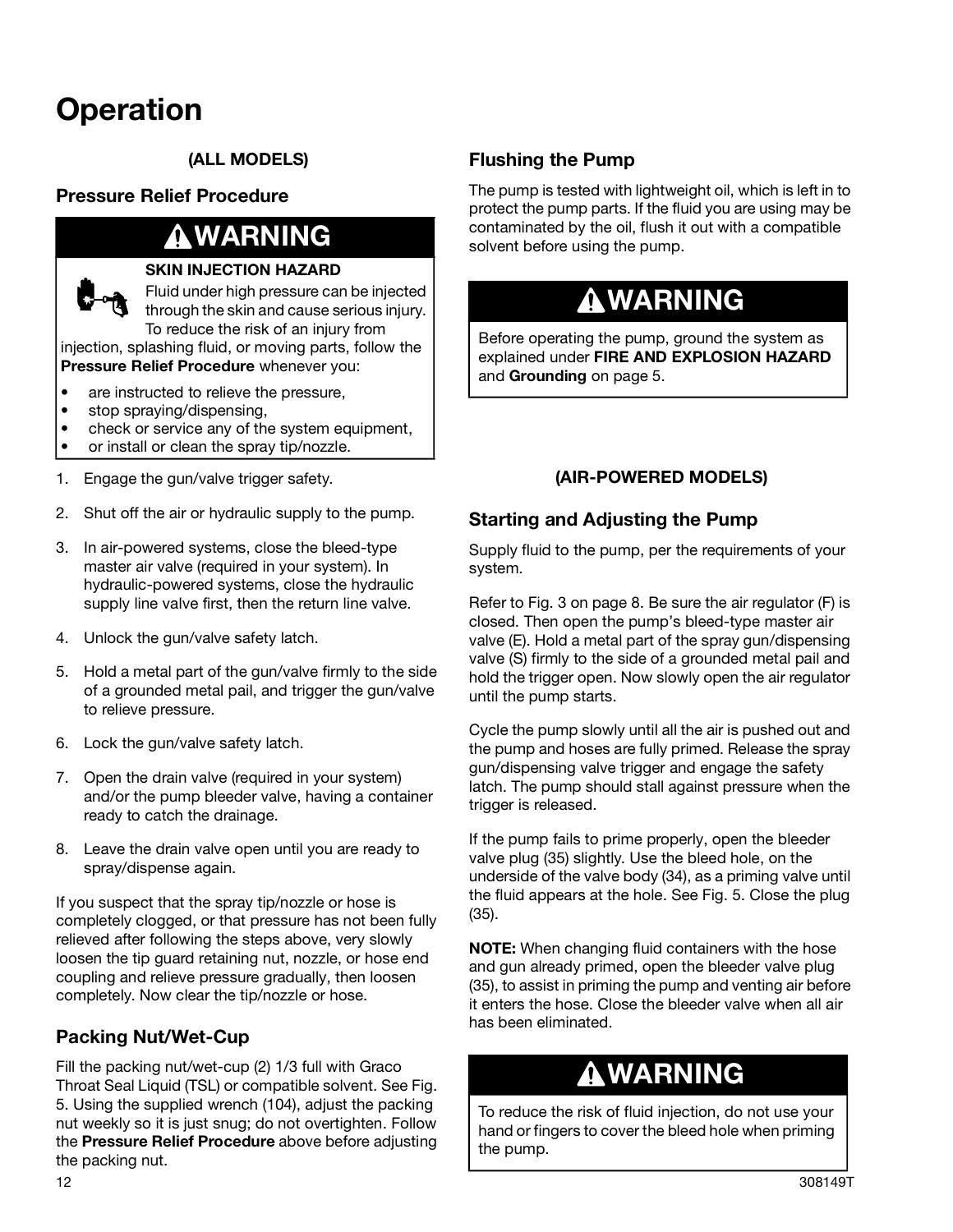# Operation

**(ALL MODELS)**

## Pressure Relief Procedure

> **⚠WARNING**
>
> **SKIN INJECTION HAZARD**
>
> Fluid under high pressure can be injected through the skin and cause serious injury. To reduce the risk of an injury from injection, splashing fluid, or moving parts, follow the **Pressure Relief Procedure** whenever you:
>
> - are instructed to relieve the pressure,
> - stop spraying/dispensing,
> - check or service any of the system equipment,
> - or install or clean the spray tip/nozzle.

1. Engage the gun/valve trigger safety.
2. Shut off the air or hydraulic supply to the pump.
3. In air-powered systems, close the bleed-type master air valve (required in your system). In hydraulic-powered systems, close the hydraulic supply line valve first, then the return line valve.
4. Unlock the gun/valve safety latch.
5. Hold a metal part of the gun/valve firmly to the side of a grounded metal pail, and trigger the gun/valve to relieve pressure.
6. Lock the gun/valve safety latch.
7. Open the drain valve (required in your system) and/or the pump bleeder valve, having a container ready to catch the drainage.
8. Leave the drain valve open until you are ready to spray/dispense again.

If you suspect that the spray tip/nozzle or hose is completely clogged, or that pressure has not been fully relieved after following the steps above, very slowly loosen the tip guard retaining nut, nozzle, or hose end coupling and relieve pressure gradually, then loosen completely. Now clear the tip/nozzle or hose.

## Packing Nut/Wet-Cup

Fill the packing nut/wet-cup (2) 1/3 full with Graco Throat Seal Liquid (TSL) or compatible solvent. See Fig. 5. Using the supplied wrench (104), adjust the packing nut weekly so it is just snug; do not overtighten. Follow the **Pressure Relief Procedure** above before adjusting the packing nut.

## Flushing the Pump

The pump is tested with lightweight oil, which is left in to protect the pump parts. If the fluid you are using may be contaminated by the oil, flush it out with a compatible solvent before using the pump.

> **⚠WARNING**
>
> Before operating the pump, ground the system as explained under **FIRE AND EXPLOSION HAZARD** and **Grounding** on page 5.

**(AIR-POWERED MODELS)**

## Starting and Adjusting the Pump

Supply fluid to the pump, per the requirements of your system.

Refer to Fig. 3 on page 8. Be sure the air regulator (F) is closed. Then open the pump's bleed-type master air valve (E). Hold a metal part of the spray gun/dispensing valve (S) firmly to the side of a grounded metal pail and hold the trigger open. Now slowly open the air regulator until the pump starts.

Cycle the pump slowly until all the air is pushed out and the pump and hoses are fully primed. Release the spray gun/dispensing valve trigger and engage the safety latch. The pump should stall against pressure when the trigger is released.

If the pump fails to prime properly, open the bleeder valve plug (35) slightly. Use the bleed hole, on the underside of the valve body (34), as a priming valve until the fluid appears at the hole. See Fig. 5. Close the plug (35).

**NOTE:** When changing fluid containers with the hose and gun already primed, open the bleeder valve plug (35), to assist in priming the pump and venting air before it enters the hose. Close the bleeder valve when all air has been eliminated.

> **⚠WARNING**
>
> To reduce the risk of fluid injection, do not use your hand or fingers to cover the bleed hole when priming the pump.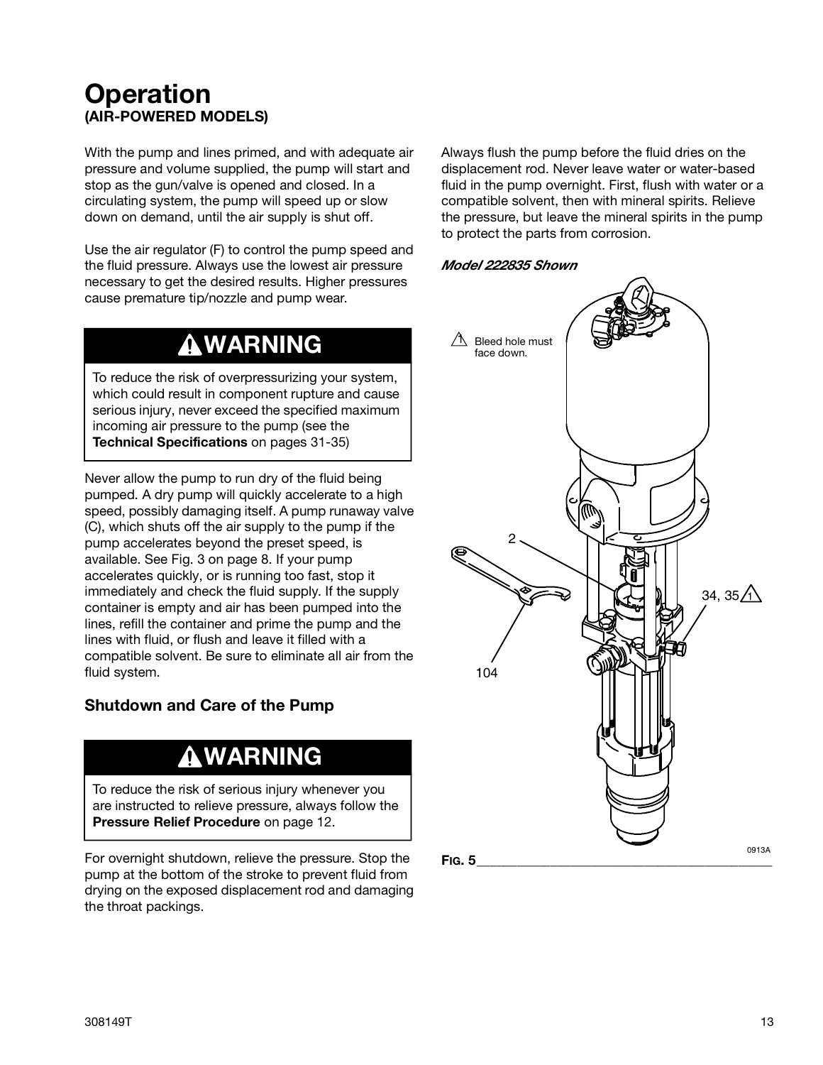# Operation
**(AIR-POWERED MODELS)**

With the pump and lines primed, and with adequate air pressure and volume supplied, the pump will start and stop as the gun/valve is opened and closed. In a circulating system, the pump will speed up or slow down on demand, until the air supply is shut off.

Use the air regulator (F) to control the pump speed and the fluid pressure. Always use the lowest air pressure necessary to get the desired results. Higher pressures cause premature tip/nozzle and pump wear.

> **⚠ WARNING**
>
> To reduce the risk of overpressurizing your system, which could result in component rupture and cause serious injury, never exceed the specified maximum incoming air pressure to the pump (see the **Technical Specifications** on pages 31-35)

Never allow the pump to run dry of the fluid being pumped. A dry pump will quickly accelerate to a high speed, possibly damaging itself. A pump runaway valve (C), which shuts off the air supply to the pump if the pump accelerates beyond the preset speed, is available. See Fig. 3 on page 8. If your pump accelerates quickly, or is running too fast, stop it immediately and check the fluid supply. If the supply container is empty and air has been pumped into the lines, refill the container and prime the pump and the lines with fluid, or flush and leave it filled with a compatible solvent. Be sure to eliminate all air from the fluid system.

## Shutdown and Care of the Pump

> **⚠ WARNING**
>
> To reduce the risk of serious injury whenever you are instructed to relieve pressure, always follow the **Pressure Relief Procedure** on page 12.

For overnight shutdown, relieve the pressure. Stop the pump at the bottom of the stroke to prevent fluid from drying on the exposed displacement rod and damaging the throat packings.

Always flush the pump before the fluid dries on the displacement rod. Never leave water or water-based fluid in the pump overnight. First, flush with water or a compatible solvent, then with mineral spirits. Relieve the pressure, but leave the mineral spirits in the pump to protect the parts from corrosion.

***Model 222835 Shown***

⚠1 Bleed hole must face down.

2

34, 35 ⚠1

104

0913A

**FIG. 5**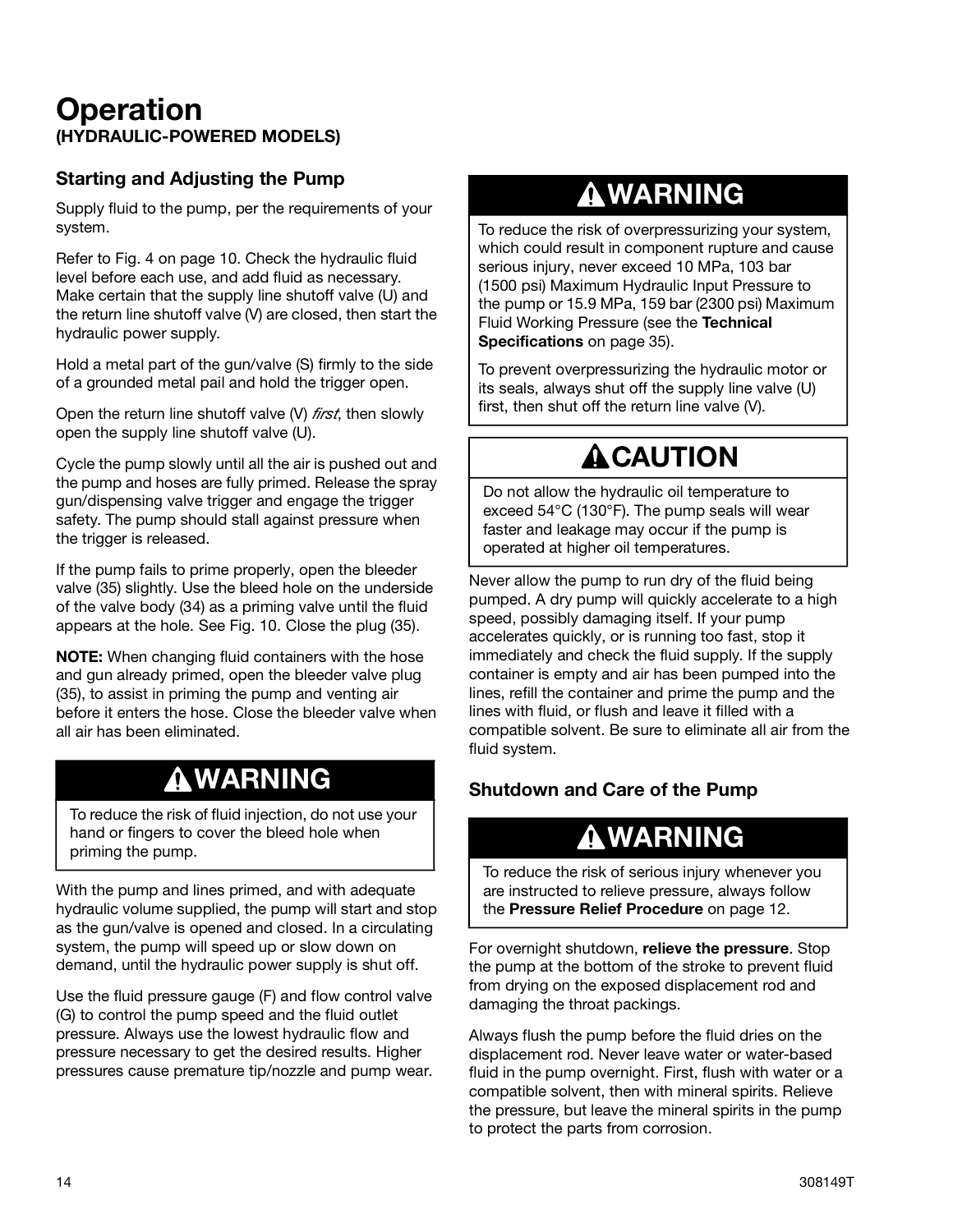# Operation

**(HYDRAULIC-POWERED MODELS)**

### Starting and Adjusting the Pump

Supply fluid to the pump, per the requirements of your system.

Refer to Fig. 4 on page 10. Check the hydraulic fluid level before each use, and add fluid as necessary. Make certain that the supply line shutoff valve (U) and the return line shutoff valve (V) are closed, then start the hydraulic power supply.

Hold a metal part of the gun/valve (S) firmly to the side of a grounded metal pail and hold the trigger open.

Open the return line shutoff valve (V) *first*, then slowly open the supply line shutoff valve (U).

Cycle the pump slowly until all the air is pushed out and the pump and hoses are fully primed. Release the spray gun/dispensing valve trigger and engage the trigger safety. The pump should stall against pressure when the trigger is released.

If the pump fails to prime properly, open the bleeder valve (35) slightly. Use the bleed hole on the underside of the valve body (34) as a priming valve until the fluid appears at the hole. See Fig. 10. Close the plug (35).

**NOTE:** When changing fluid containers with the hose and gun already primed, open the bleeder valve plug (35), to assist in priming the pump and venting air before it enters the hose. Close the bleeder valve when all air has been eliminated.

**⚠WARNING**

To reduce the risk of fluid injection, do not use your hand or fingers to cover the bleed hole when priming the pump.

With the pump and lines primed, and with adequate hydraulic volume supplied, the pump will start and stop as the gun/valve is opened and closed. In a circulating system, the pump will speed up or slow down on demand, until the hydraulic power supply is shut off.

Use the fluid pressure gauge (F) and flow control valve (G) to control the pump speed and the fluid outlet pressure. Always use the lowest hydraulic flow and pressure necessary to get the desired results. Higher pressures cause premature tip/nozzle and pump wear.

**⚠WARNING**

To reduce the risk of overpressurizing your system, which could result in component rupture and cause serious injury, never exceed 10 MPa, 103 bar (1500 psi) Maximum Hydraulic Input Pressure to the pump or 15.9 MPa, 159 bar (2300 psi) Maximum Fluid Working Pressure (see the **Technical Specifications** on page 35).

To prevent overpressurizing the hydraulic motor or its seals, always shut off the supply line valve (U) first, then shut off the return line valve (V).

**⚠CAUTION**

Do not allow the hydraulic oil temperature to exceed 54°C (130°F). The pump seals will wear faster and leakage may occur if the pump is operated at higher oil temperatures.

Never allow the pump to run dry of the fluid being pumped. A dry pump will quickly accelerate to a high speed, possibly damaging itself. If your pump accelerates quickly, or is running too fast, stop it immediately and check the fluid supply. If the supply container is empty and air has been pumped into the lines, refill the container and prime the pump and the lines with fluid, or flush and leave it filled with a compatible solvent. Be sure to eliminate all air from the fluid system.

### Shutdown and Care of the Pump

**⚠WARNING**

To reduce the risk of serious injury whenever you are instructed to relieve pressure, always follow the **Pressure Relief Procedure** on page 12.

For overnight shutdown, **relieve the pressure**. Stop the pump at the bottom of the stroke to prevent fluid from drying on the exposed displacement rod and damaging the throat packings.

Always flush the pump before the fluid dries on the displacement rod. Never leave water or water-based fluid in the pump overnight. First, flush with water or a compatible solvent, then with mineral spirits. Relieve the pressure, but leave the mineral spirits in the pump to protect the parts from corrosion.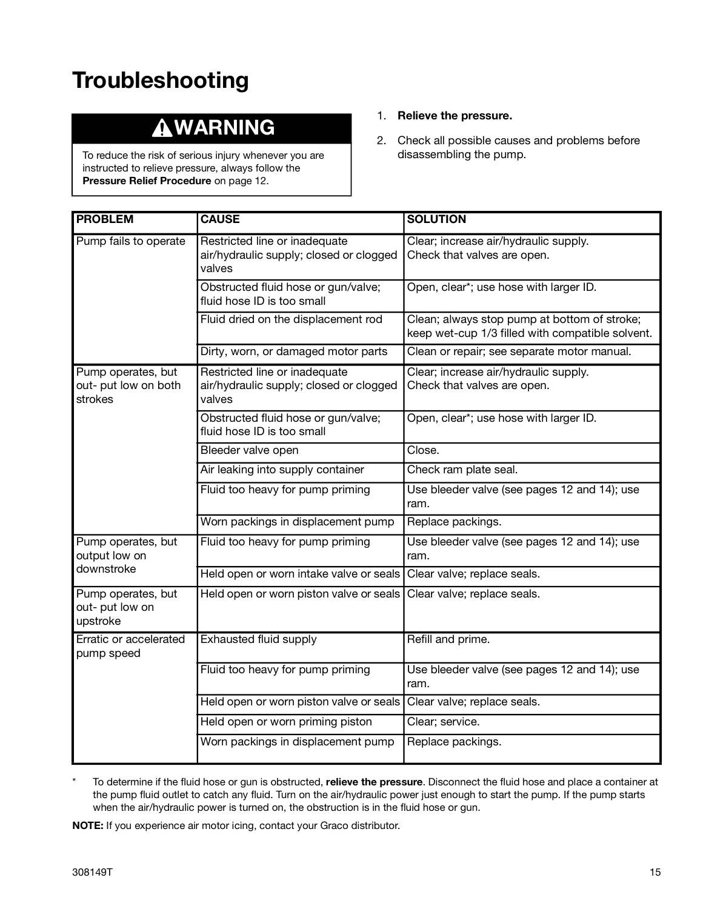# Troubleshooting

> **⚠ WARNING**
>
> To reduce the risk of serious injury whenever you are instructed to relieve pressure, always follow the **Pressure Relief Procedure** on page 12.

1. **Relieve the pressure.**
2. Check all possible causes and problems before disassembling the pump.

| PROBLEM | CAUSE | SOLUTION |
|---|---|---|
| Pump fails to operate | Restricted line or inadequate air/hydraulic supply; closed or clogged valves | Clear; increase air/hydraulic supply. Check that valves are open. |
| | Obstructed fluid hose or gun/valve; fluid hose ID is too small | Open, clear*; use hose with larger ID. |
| | Fluid dried on the displacement rod | Clean; always stop pump at bottom of stroke; keep wet-cup 1/3 filled with compatible solvent. |
| | Dirty, worn, or damaged motor parts | Clean or repair; see separate motor manual. |
| Pump operates, but out- put low on both strokes | Restricted line or inadequate air/hydraulic supply; closed or clogged valves | Clear; increase air/hydraulic supply. Check that valves are open. |
| | Obstructed fluid hose or gun/valve; fluid hose ID is too small | Open, clear*; use hose with larger ID. |
| | Bleeder valve open | Close. |
| | Air leaking into supply container | Check ram plate seal. |
| | Fluid too heavy for pump priming | Use bleeder valve (see pages 12 and 14); use ram. |
| | Worn packings in displacement pump | Replace packings. |
| Pump operates, but output low on downstroke | Fluid too heavy for pump priming | Use bleeder valve (see pages 12 and 14); use ram. |
| | Held open or worn intake valve or seals | Clear valve; replace seals. |
| Pump operates, but out- put low on upstroke | Held open or worn piston valve or seals | Clear valve; replace seals. |
| Erratic or accelerated pump speed | Exhausted fluid supply | Refill and prime. |
| | Fluid too heavy for pump priming | Use bleeder valve (see pages 12 and 14); use ram. |
| | Held open or worn piston valve or seals | Clear valve; replace seals. |
| | Held open or worn priming piston | Clear; service. |
| | Worn packings in displacement pump | Replace packings. |

\* To determine if the fluid hose or gun is obstructed, **relieve the pressure**. Disconnect the fluid hose and place a container at the pump fluid outlet to catch any fluid. Turn on the air/hydraulic power just enough to start the pump. If the pump starts when the air/hydraulic power is turned on, the obstruction is in the fluid hose or gun.

**NOTE:** If you experience air motor icing, contact your Graco distributor.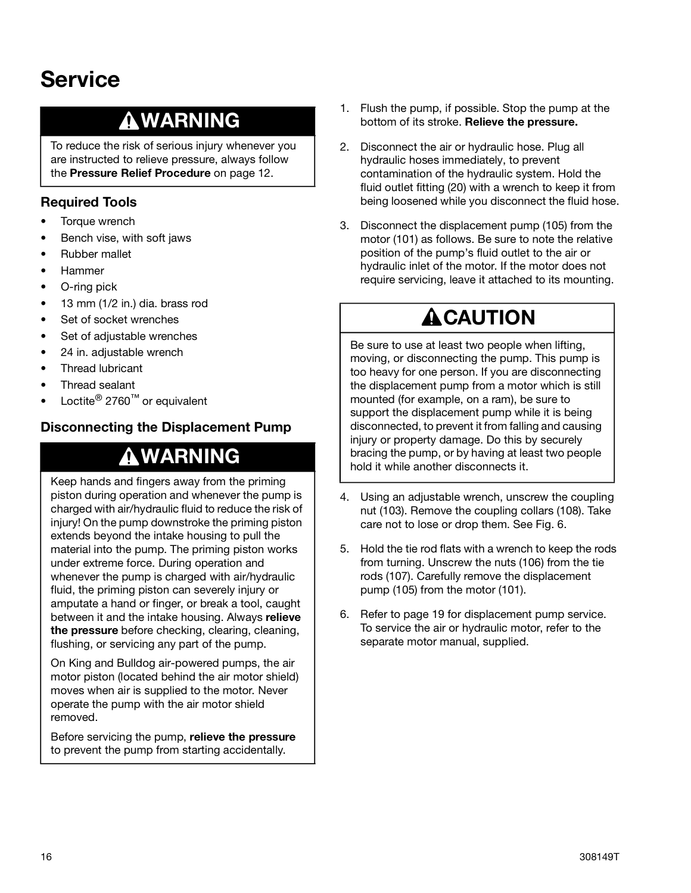# Service

## ⚠WARNING

To reduce the risk of serious injury whenever you are instructed to relieve pressure, always follow the **Pressure Relief Procedure** on page 12.

### Required Tools

- Torque wrench
- Bench vise, with soft jaws
- Rubber mallet
- Hammer
- O-ring pick
- 13 mm (1/2 in.) dia. brass rod
- Set of socket wrenches
- Set of adjustable wrenches
- 24 in. adjustable wrench
- Thread lubricant
- Thread sealant
- Loctite® 2760™ or equivalent

### Disconnecting the Displacement Pump

## ⚠WARNING

Keep hands and fingers away from the priming piston during operation and whenever the pump is charged with air/hydraulic fluid to reduce the risk of injury! On the pump downstroke the priming piston extends beyond the intake housing to pull the material into the pump. The priming piston works under extreme force. During operation and whenever the pump is charged with air/hydraulic fluid, the priming piston can severely injury or amputate a hand or finger, or break a tool, caught between it and the intake housing. Always **relieve the pressure** before checking, clearing, cleaning, flushing, or servicing any part of the pump.

On King and Bulldog air-powered pumps, the air motor piston (located behind the air motor shield) moves when air is supplied to the motor. Never operate the pump with the air motor shield removed.

Before servicing the pump, **relieve the pressure** to prevent the pump from starting accidentally.

1. Flush the pump, if possible. Stop the pump at the bottom of its stroke. **Relieve the pressure.**
2. Disconnect the air or hydraulic hose. Plug all hydraulic hoses immediately, to prevent contamination of the hydraulic system. Hold the fluid outlet fitting (20) with a wrench to keep it from being loosened while you disconnect the fluid hose.
3. Disconnect the displacement pump (105) from the motor (101) as follows. Be sure to note the relative position of the pump's fluid outlet to the air or hydraulic inlet of the motor. If the motor does not require servicing, leave it attached to its mounting.

## ⚠CAUTION

Be sure to use at least two people when lifting, moving, or disconnecting the pump. This pump is too heavy for one person. If you are disconnecting the displacement pump from a motor which is still mounted (for example, on a ram), be sure to support the displacement pump while it is being disconnected, to prevent it from falling and causing injury or property damage. Do this by securely bracing the pump, or by having at least two people hold it while another disconnects it.

4. Using an adjustable wrench, unscrew the coupling nut (103). Remove the coupling collars (108). Take care not to lose or drop them. See Fig. 6.
5. Hold the tie rod flats with a wrench to keep the rods from turning. Unscrew the nuts (106) from the tie rods (107). Carefully remove the displacement pump (105) from the motor (101).
6. Refer to page 19 for displacement pump service. To service the air or hydraulic motor, refer to the separate motor manual, supplied.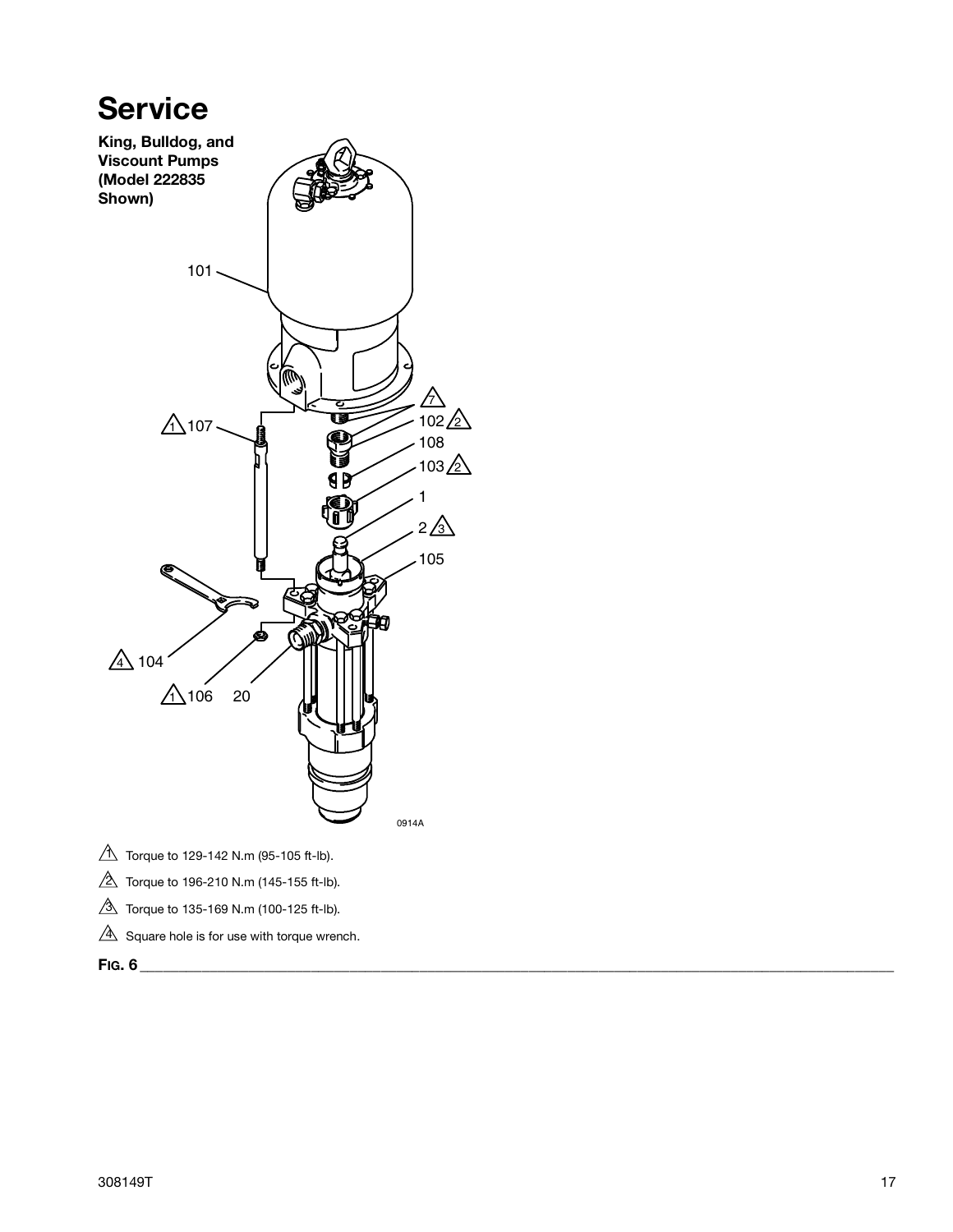# Service

**King, Bulldog, and Viscount Pumps (Model 222835 Shown)**

1. Torque to 129-142 N.m (95-105 ft-lb).
2. Torque to 196-210 N.m (145-155 ft-lb).
3. Torque to 135-169 N.m (100-125 ft-lb).
4. Square hole is for use with torque wrench.

**FIG. 6**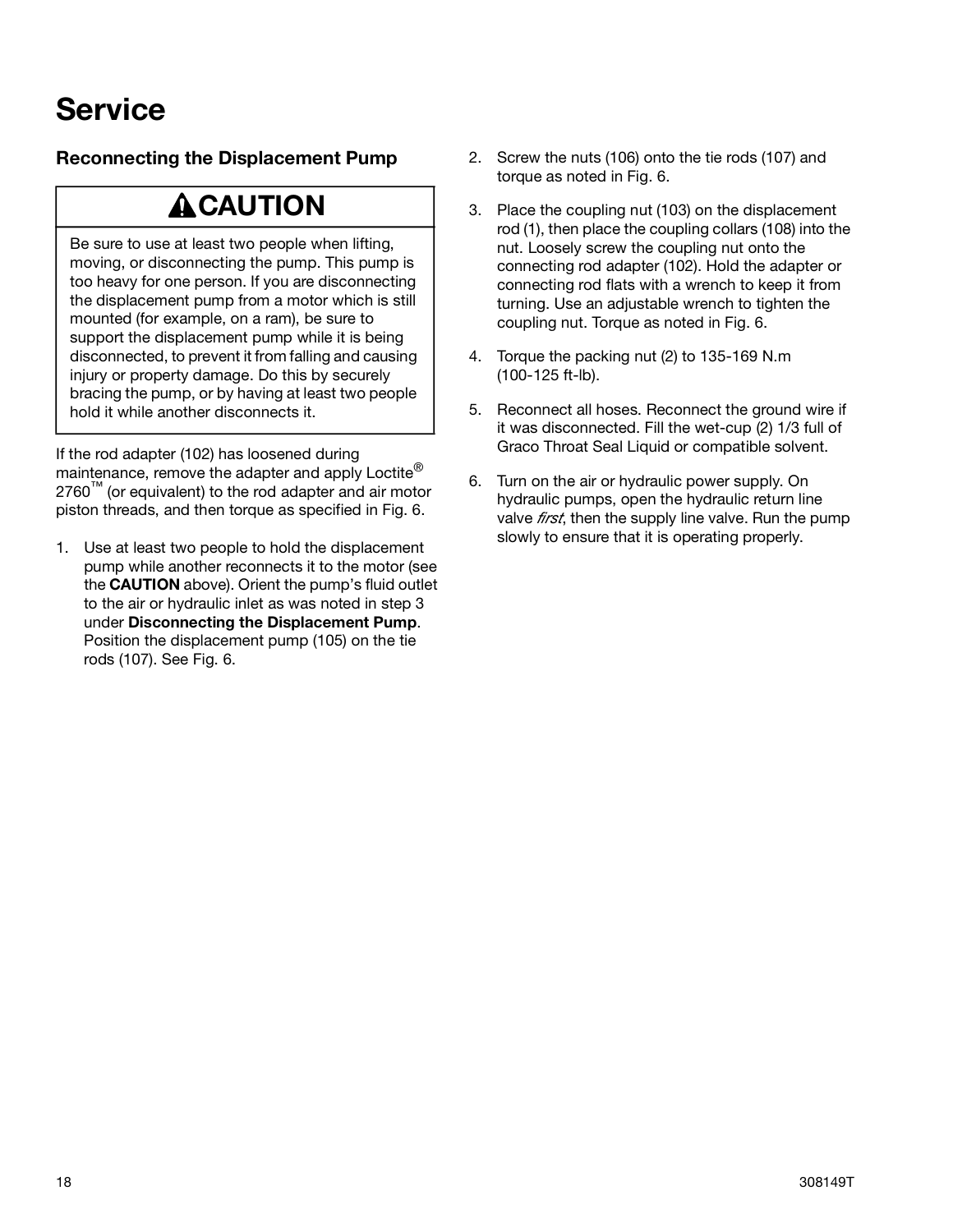# Service

## Reconnecting the Displacement Pump

### ⚠CAUTION

Be sure to use at least two people when lifting, moving, or disconnecting the pump. This pump is too heavy for one person. If you are disconnecting the displacement pump from a motor which is still mounted (for example, on a ram), be sure to support the displacement pump while it is being disconnected, to prevent it from falling and causing injury or property damage. Do this by securely bracing the pump, or by having at least two people hold it while another disconnects it.

If the rod adapter (102) has loosened during maintenance, remove the adapter and apply Loctite® 2760™ (or equivalent) to the rod adapter and air motor piston threads, and then torque as specified in Fig. 6.

1. Use at least two people to hold the displacement pump while another reconnects it to the motor (see the **CAUTION** above). Orient the pump's fluid outlet to the air or hydraulic inlet as was noted in step 3 under **Disconnecting the Displacement Pump**. Position the displacement pump (105) on the tie rods (107). See Fig. 6.
2. Screw the nuts (106) onto the tie rods (107) and torque as noted in Fig. 6.
3. Place the coupling nut (103) on the displacement rod (1), then place the coupling collars (108) into the nut. Loosely screw the coupling nut onto the connecting rod adapter (102). Hold the adapter or connecting rod flats with a wrench to keep it from turning. Use an adjustable wrench to tighten the coupling nut. Torque as noted in Fig. 6.
4. Torque the packing nut (2) to 135-169 N.m (100-125 ft-lb).
5. Reconnect all hoses. Reconnect the ground wire if it was disconnected. Fill the wet-cup (2) 1/3 full of Graco Throat Seal Liquid or compatible solvent.
6. Turn on the air or hydraulic power supply. On hydraulic pumps, open the hydraulic return line valve *first*, then the supply line valve. Run the pump slowly to ensure that it is operating properly.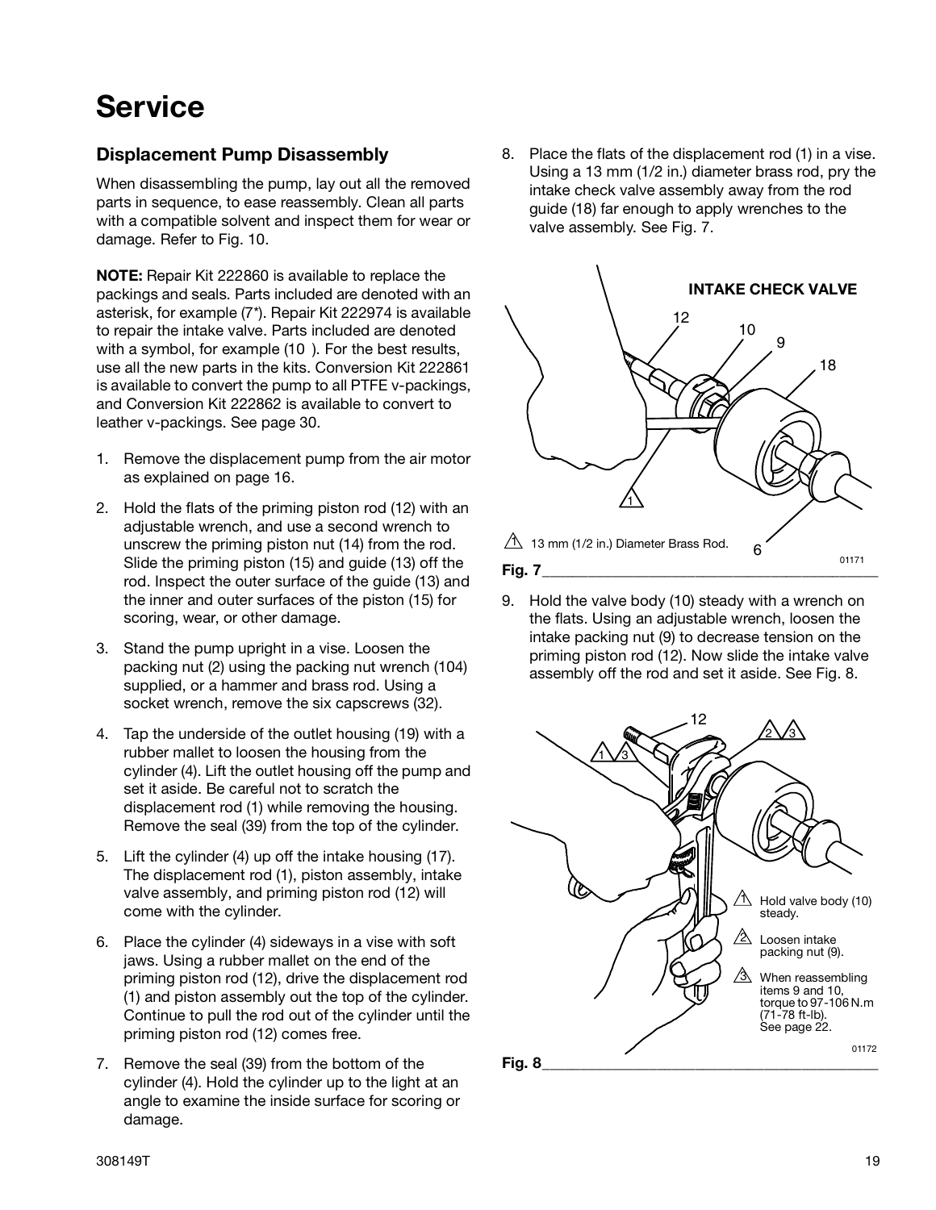# Service

## Displacement Pump Disassembly

When disassembling the pump, lay out all the removed parts in sequence, to ease reassembly. Clean all parts with a compatible solvent and inspect them for wear or damage. Refer to Fig. 10.

**NOTE:** Repair Kit 222860 is available to replace the packings and seals. Parts included are denoted with an asterisk, for example (7*). Repair Kit 222974 is available to repair the intake valve. Parts included are denoted with a symbol, for example (10 ). For the best results, use all the new parts in the kits. Conversion Kit 222861 is available to convert the pump to all PTFE v-packings, and Conversion Kit 222862 is available to convert to leather v-packings. See page 30.

1. Remove the displacement pump from the air motor as explained on page 16.
2. Hold the flats of the priming piston rod (12) with an adjustable wrench, and use a second wrench to unscrew the priming piston nut (14) from the rod. Slide the priming piston (15) and guide (13) off the rod. Inspect the outer surface of the guide (13) and the inner and outer surfaces of the piston (15) for scoring, wear, or other damage.
3. Stand the pump upright in a vise. Loosen the packing nut (2) using the packing nut wrench (104) supplied, or a hammer and brass rod. Using a socket wrench, remove the six capscrews (32).
4. Tap the underside of the outlet housing (19) with a rubber mallet to loosen the housing from the cylinder (4). Lift the outlet housing off the pump and set it aside. Be careful not to scratch the displacement rod (1) while removing the housing. Remove the seal (39) from the top of the cylinder.
5. Lift the cylinder (4) up off the intake housing (17). The displacement rod (1), piston assembly, intake valve assembly, and priming piston rod (12) will come with the cylinder.
6. Place the cylinder (4) sideways in a vise with soft jaws. Using a rubber mallet on the end of the priming piston rod (12), drive the displacement rod (1) and piston assembly out the top of the cylinder. Continue to pull the rod out of the cylinder until the priming piston rod (12) comes free.
7. Remove the seal (39) from the bottom of the cylinder (4). Hold the cylinder up to the light at an angle to examine the inside surface for scoring or damage.
8. Place the flats of the displacement rod (1) in a vise. Using a 13 mm (1/2 in.) diameter brass rod, pry the intake check valve assembly away from the rod guide (18) far enough to apply wrenches to the valve assembly. See Fig. 7.

INTAKE CHECK VALVE

1 13 mm (1/2 in.) Diameter Brass Rod.

01171

**Fig. 7**

9. Hold the valve body (10) steady with a wrench on the flats. Using an adjustable wrench, loosen the intake packing nut (9) to decrease tension on the priming piston rod (12). Now slide the intake valve assembly off the rod and set it aside. See Fig. 8.

1 Hold valve body (10) steady.

2 Loosen intake packing nut (9).

3 When reassembling items 9 and 10, torque to 97-106 N.m (71-78 ft-lb). See page 22.

01172

**Fig. 8**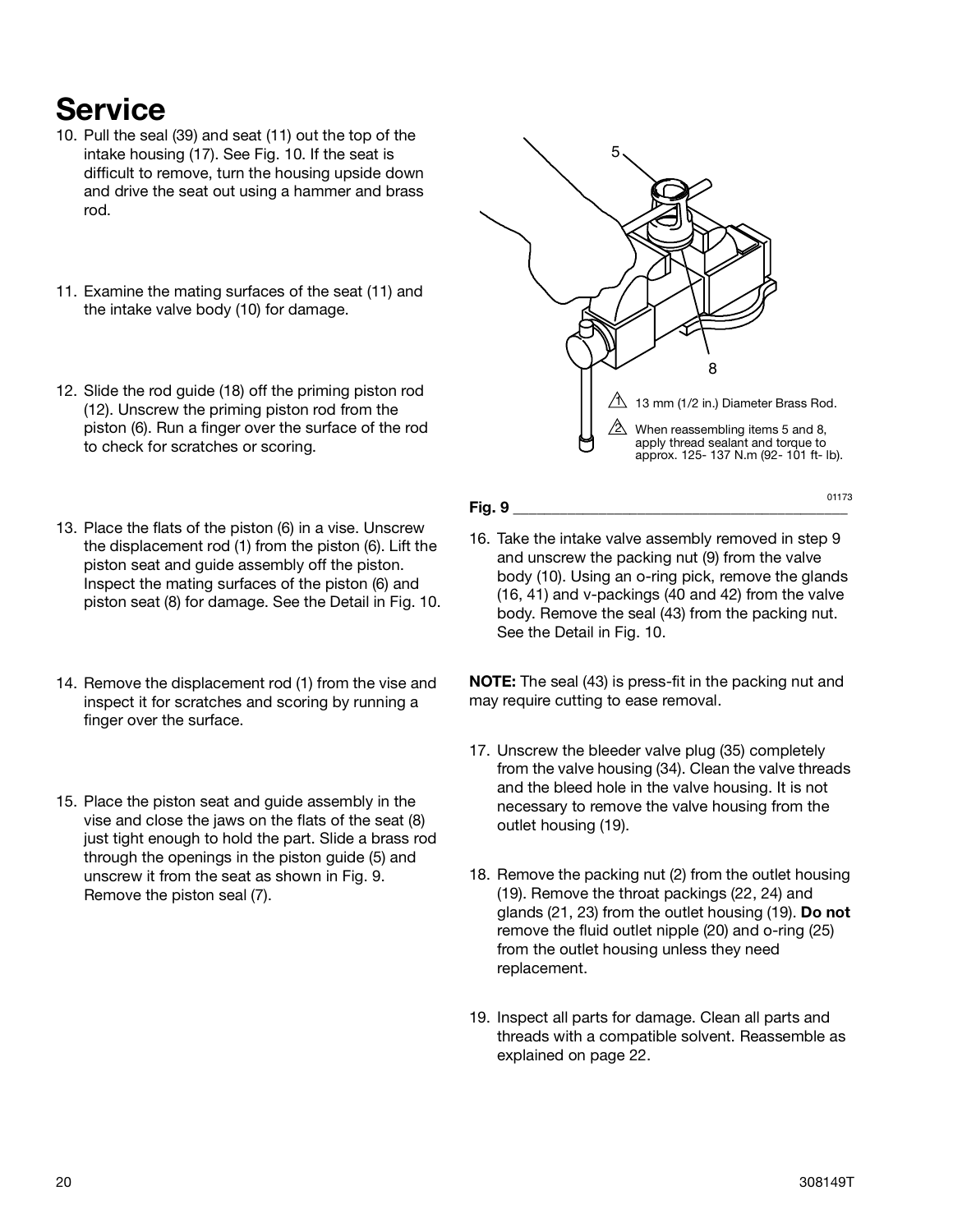# Service

10. Pull the seal (39) and seat (11) out the top of the intake housing (17). See Fig. 10. If the seat is difficult to remove, turn the housing upside down and drive the seat out using a hammer and brass rod.

11. Examine the mating surfaces of the seat (11) and the intake valve body (10) for damage.

12. Slide the rod guide (18) off the priming piston rod (12). Unscrew the priming piston rod from the piston (6). Run a finger over the surface of the rod to check for scratches or scoring.

13. Place the flats of the piston (6) in a vise. Unscrew the displacement rod (1) from the piston (6). Lift the piston seat and guide assembly off the piston. Inspect the mating surfaces of the piston (6) and piston seat (8) for damage. See the Detail in Fig. 10.

14. Remove the displacement rod (1) from the vise and inspect it for scratches and scoring by running a finger over the surface.

15. Place the piston seat and guide assembly in the vise and close the jaws on the flats of the seat (8) just tight enough to hold the part. Slide a brass rod through the openings in the piston guide (5) and unscrew it from the seat as shown in Fig. 9. Remove the piston seal (7).

1 13 mm (1/2 in.) Diameter Brass Rod.

2 When reassembling items 5 and 8, apply thread sealant and torque to approx. 125- 137 N.m (92- 101 ft- lb).

01173

**Fig. 9**

16. Take the intake valve assembly removed in step 9 and unscrew the packing nut (9) from the valve body (10). Using an o-ring pick, remove the glands (16, 41) and v-packings (40 and 42) from the valve body. Remove the seal (43) from the packing nut. See the Detail in Fig. 10.

**NOTE:** The seal (43) is press-fit in the packing nut and may require cutting to ease removal.

17. Unscrew the bleeder valve plug (35) completely from the valve housing (34). Clean the valve threads and the bleed hole in the valve housing. It is not necessary to remove the valve housing from the outlet housing (19).

18. Remove the packing nut (2) from the outlet housing (19). Remove the throat packings (22, 24) and glands (21, 23) from the outlet housing (19). **Do not** remove the fluid outlet nipple (20) and o-ring (25) from the outlet housing unless they need replacement.

19. Inspect all parts for damage. Clean all parts and threads with a compatible solvent. Reassemble as explained on page 22.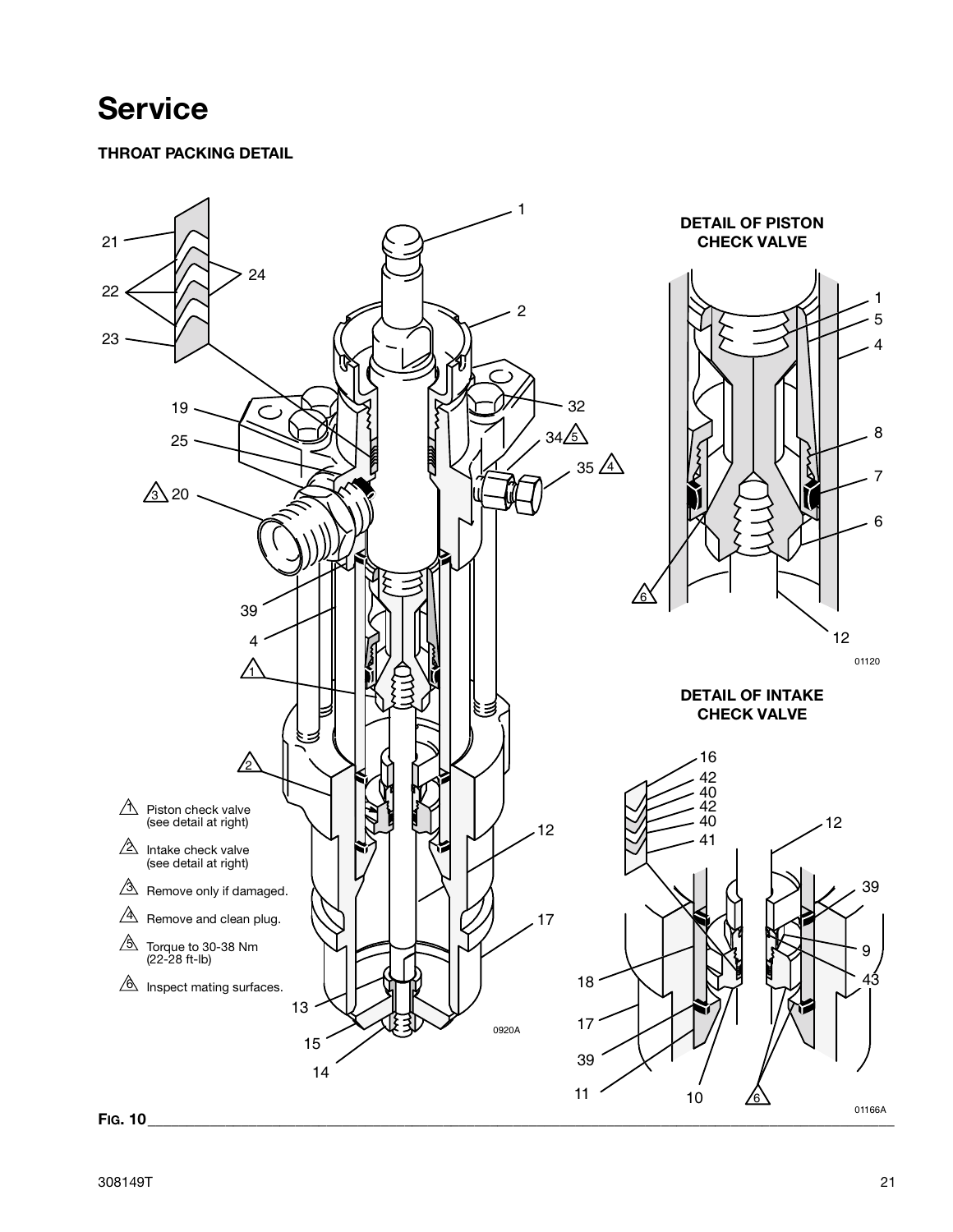# Service

### THROAT PACKING DETAIL

DETAIL OF PISTON CHECK VALVE

DETAIL OF INTAKE CHECK VALVE

1. Piston check valve (see detail at right)
2. Intake check valve (see detail at right)
3. Remove only if damaged.
4. Remove and clean plug.
5. Torque to 30-38 Nm (22-28 ft-lb)
6. Inspect mating surfaces.

**FIG. 10**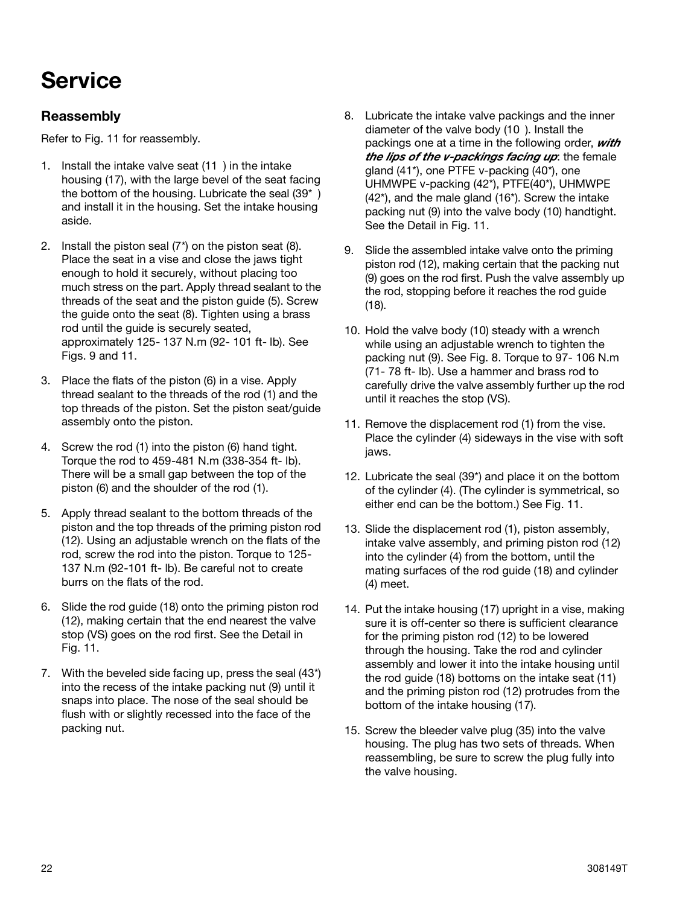# Service

## Reassembly

Refer to Fig. 11 for reassembly.

1. Install the intake valve seat (11 ) in the intake housing (17), with the large bevel of the seat facing the bottom of the housing. Lubricate the seal (39* ) and install it in the housing. Set the intake housing aside.
2. Install the piston seal (7*) on the piston seat (8). Place the seat in a vise and close the jaws tight enough to hold it securely, without placing too much stress on the part. Apply thread sealant to the threads of the seat and the piston guide (5). Screw the guide onto the seat (8). Tighten using a brass rod until the guide is securely seated, approximately 125- 137 N.m (92- 101 ft- lb). See Figs. 9 and 11.
3. Place the flats of the piston (6) in a vise. Apply thread sealant to the threads of the rod (1) and the top threads of the piston. Set the piston seat/guide assembly onto the piston.
4. Screw the rod (1) into the piston (6) hand tight. Torque the rod to 459-481 N.m (338-354 ft- lb). There will be a small gap between the top of the piston (6) and the shoulder of the rod (1).
5. Apply thread sealant to the bottom threads of the piston and the top threads of the priming piston rod (12). Using an adjustable wrench on the flats of the rod, screw the rod into the piston. Torque to 125- 137 N.m (92-101 ft- lb). Be careful not to create burrs on the flats of the rod.
6. Slide the rod guide (18) onto the priming piston rod (12), making certain that the end nearest the valve stop (VS) goes on the rod first. See the Detail in Fig. 11.
7. With the beveled side facing up, press the seal (43*) into the recess of the intake packing nut (9) until it snaps into place. The nose of the seal should be flush with or slightly recessed into the face of the packing nut.
8. Lubricate the intake valve packings and the inner diameter of the valve body (10 ). Install the packings one at a time in the following order, ***with the lips of the v-packings facing up***: the female gland (41*), one PTFE v-packing (40*), one UHMWPE v-packing (42*), PTFE(40*), UHMWPE (42*), and the male gland (16*). Screw the intake packing nut (9) into the valve body (10) handtight. See the Detail in Fig. 11.
9. Slide the assembled intake valve onto the priming piston rod (12), making certain that the packing nut (9) goes on the rod first. Push the valve assembly up the rod, stopping before it reaches the rod guide (18).
10. Hold the valve body (10) steady with a wrench while using an adjustable wrench to tighten the packing nut (9). See Fig. 8. Torque to 97- 106 N.m (71- 78 ft- lb). Use a hammer and brass rod to carefully drive the valve assembly further up the rod until it reaches the stop (VS).
11. Remove the displacement rod (1) from the vise. Place the cylinder (4) sideways in the vise with soft jaws.
12. Lubricate the seal (39*) and place it on the bottom of the cylinder (4). (The cylinder is symmetrical, so either end can be the bottom.) See Fig. 11.
13. Slide the displacement rod (1), piston assembly, intake valve assembly, and priming piston rod (12) into the cylinder (4) from the bottom, until the mating surfaces of the rod guide (18) and cylinder (4) meet.
14. Put the intake housing (17) upright in a vise, making sure it is off-center so there is sufficient clearance for the priming piston rod (12) to be lowered through the housing. Take the rod and cylinder assembly and lower it into the intake housing until the rod guide (18) bottoms on the intake seat (11) and the priming piston rod (12) protrudes from the bottom of the intake housing (17).
15. Screw the bleeder valve plug (35) into the valve housing. The plug has two sets of threads. When reassembling, be sure to screw the plug fully into the valve housing.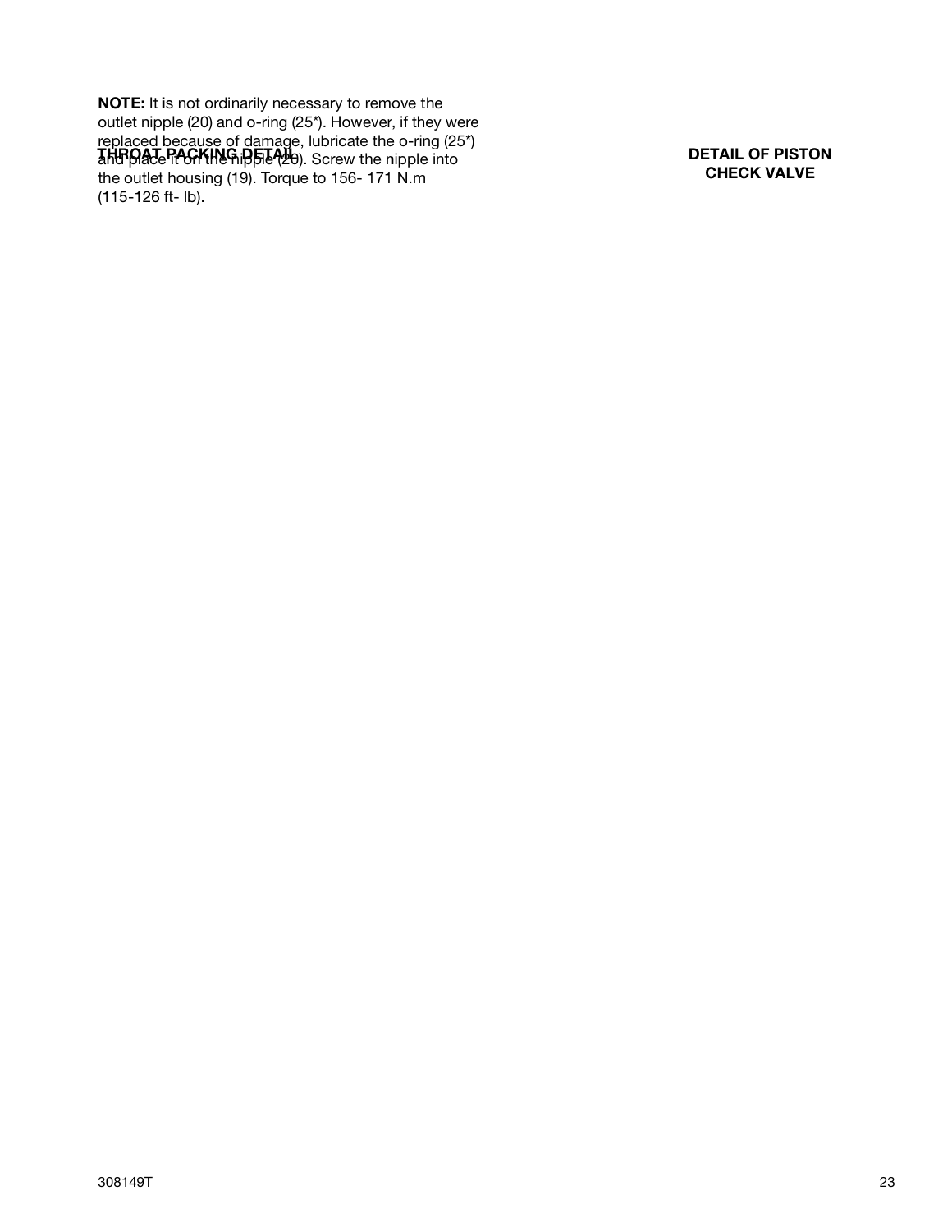**NOTE:** It is not ordinarily necessary to remove the outlet nipple (20) and o-ring (25*). However, if they were replaced because of damage, lubricate the o-ring (25*) and place it on the nipple (20). Screw the nipple into the outlet housing (19). Torque to 156- 171 N.m (115-126 ft- lb).

**THROAT PACKING DETAIL**

**DETAIL OF PISTON CHECK VALVE**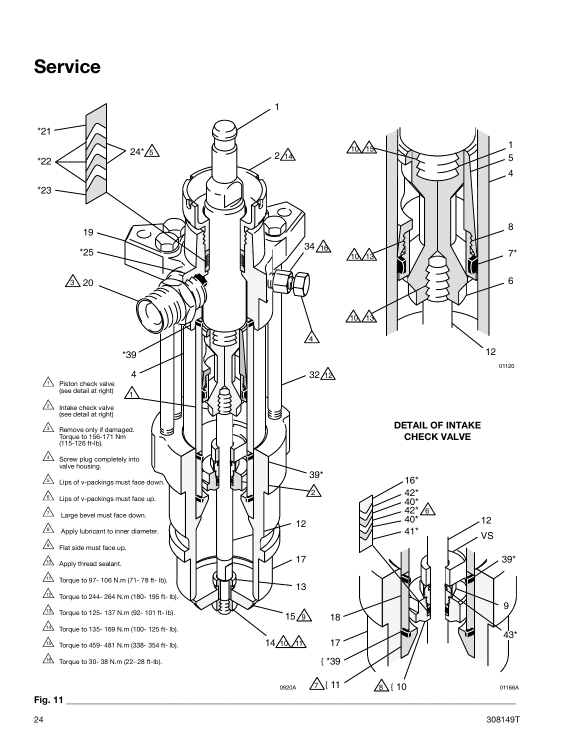# Service

1. Piston check valve (see detail at right)
2. Intake check valve (see detail at right)
3. Remove only if damaged. Torque to 156-171 Nm (115-126 ft-lb).
4. Screw plug completely into valve housing.
5. Lips of v-packings must face down.
6. Lips of v-packings must face up.
7. Large bevel must face down.
8. Apply lubricant to inner diameter.
9. Flat side must face up.
10. Apply thread sealant.
11. Torque to 97- 106 N.m (71- 78 ft- lb).
12. Torque to 244- 264 N.m (180- 195 ft- lb).
13. Torque to 125- 137 N.m (92- 101 ft- lb).
14. Torque to 135- 169 N.m (100- 125 ft- lb).
15. Torque to 459- 481 N.m (338- 354 ft- lb).
16. Torque to 30- 38 N.m (22- 28 ft-lb).

**DETAIL OF INTAKE CHECK VALVE**

Fig. 11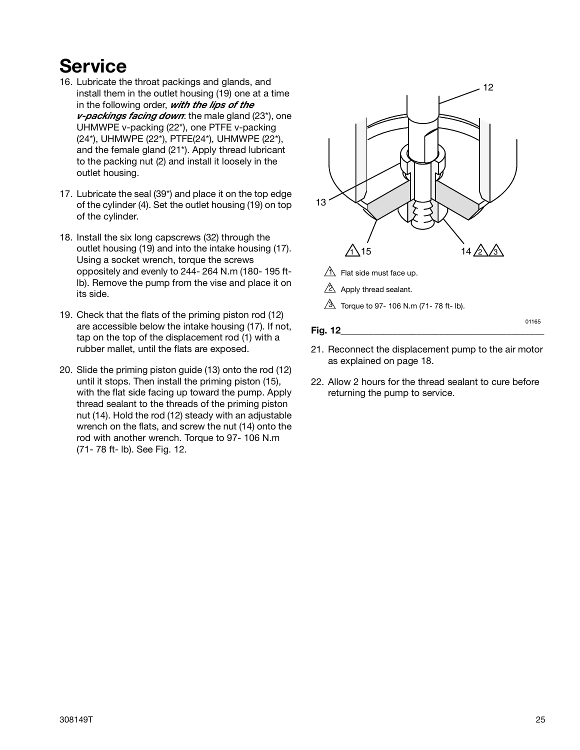# Service

16. Lubricate the throat packings and glands, and install them in the outlet housing (19) one at a time in the following order, ***with the lips of the v-packings facing down***: the male gland (23*), one UHMWPE v-packing (22*), one PTFE v-packing (24*), UHMWPE (22*), PTFE(24*), UHMWPE (22*), and the female gland (21*). Apply thread lubricant to the packing nut (2) and install it loosely in the outlet housing.

17. Lubricate the seal (39*) and place it on the top edge of the cylinder (4). Set the outlet housing (19) on top of the cylinder.

18. Install the six long capscrews (32) through the outlet housing (19) and into the intake housing (17). Using a socket wrench, torque the screws oppositely and evenly to 244- 264 N.m (180- 195 ft-lb). Remove the pump from the vise and place it on its side.

19. Check that the flats of the priming piston rod (12) are accessible below the intake housing (17). If not, tap on the top of the displacement rod (1) with a rubber mallet, until the flats are exposed.

20. Slide the priming piston guide (13) onto the rod (12) until it stops. Then install the priming piston (15), with the flat side facing up toward the pump. Apply thread sealant to the threads of the priming piston nut (14). Hold the rod (12) steady with an adjustable wrench on the flats, and screw the nut (14) onto the rod with another wrench. Torque to 97- 106 N.m (71- 78 ft- lb). See Fig. 12.

1. Flat side must face up.
2. Apply thread sealant.
3. Torque to 97- 106 N.m (71- 78 ft- lb).

**Fig. 12**

21. Reconnect the displacement pump to the air motor as explained on page 18.

22. Allow 2 hours for the thread sealant to cure before returning the pump to service.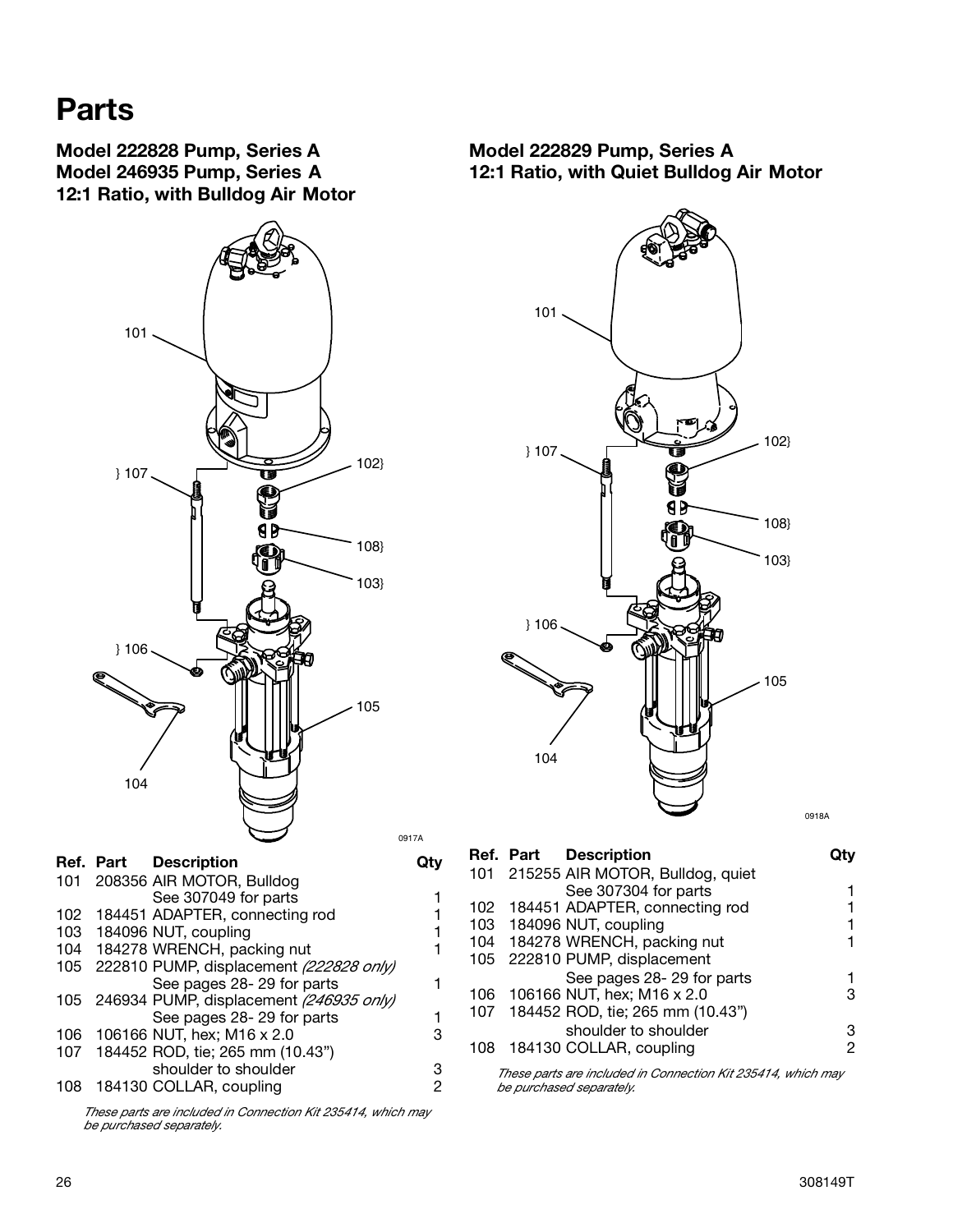# Parts

## Model 222828 Pump, Series A
## Model 246935 Pump, Series A
## 12:1 Ratio, with Bulldog Air Motor

0917A

| Ref. | Part | Description | Qty |
|---|---|---|---|
| 101 | 208356 | AIR MOTOR, Bulldog See 307049 for parts | 1 |
| 102 | 184451 | ADAPTER, connecting rod | 1 |
| 103 | 184096 | NUT, coupling | 1 |
| 104 | 184278 | WRENCH, packing nut | 1 |
| 105 | 222810 | PUMP, displacement *(222828 only)* See pages 28- 29 for parts | 1 |
| 105 | 246934 | PUMP, displacement *(246935 only)* See pages 28- 29 for parts | 1 |
| 106 | 106166 | NUT, hex; M16 x 2.0 | 3 |
| 107 | 184452 | ROD, tie; 265 mm (10.43") shoulder to shoulder | 3 |
| 108 | 184130 | COLLAR, coupling | 2 |

*These parts are included in Connection Kit 235414, which may be purchased separately.*

## Model 222829 Pump, Series A
## 12:1 Ratio, with Quiet Bulldog Air Motor

0918A

| Ref. | Part | Description | Qty |
|---|---|---|---|
| 101 | 215255 | AIR MOTOR, Bulldog, quiet See 307304 for parts | 1 |
| 102 | 184451 | ADAPTER, connecting rod | 1 |
| 103 | 184096 | NUT, coupling | 1 |
| 104 | 184278 | WRENCH, packing nut | 1 |
| 105 | 222810 | PUMP, displacement See pages 28- 29 for parts | 1 |
| 106 | 106166 | NUT, hex; M16 x 2.0 | 3 |
| 107 | 184452 | ROD, tie; 265 mm (10.43") shoulder to shoulder | 3 |
| 108 | 184130 | COLLAR, coupling | 2 |

*These parts are included in Connection Kit 235414, which may be purchased separately.*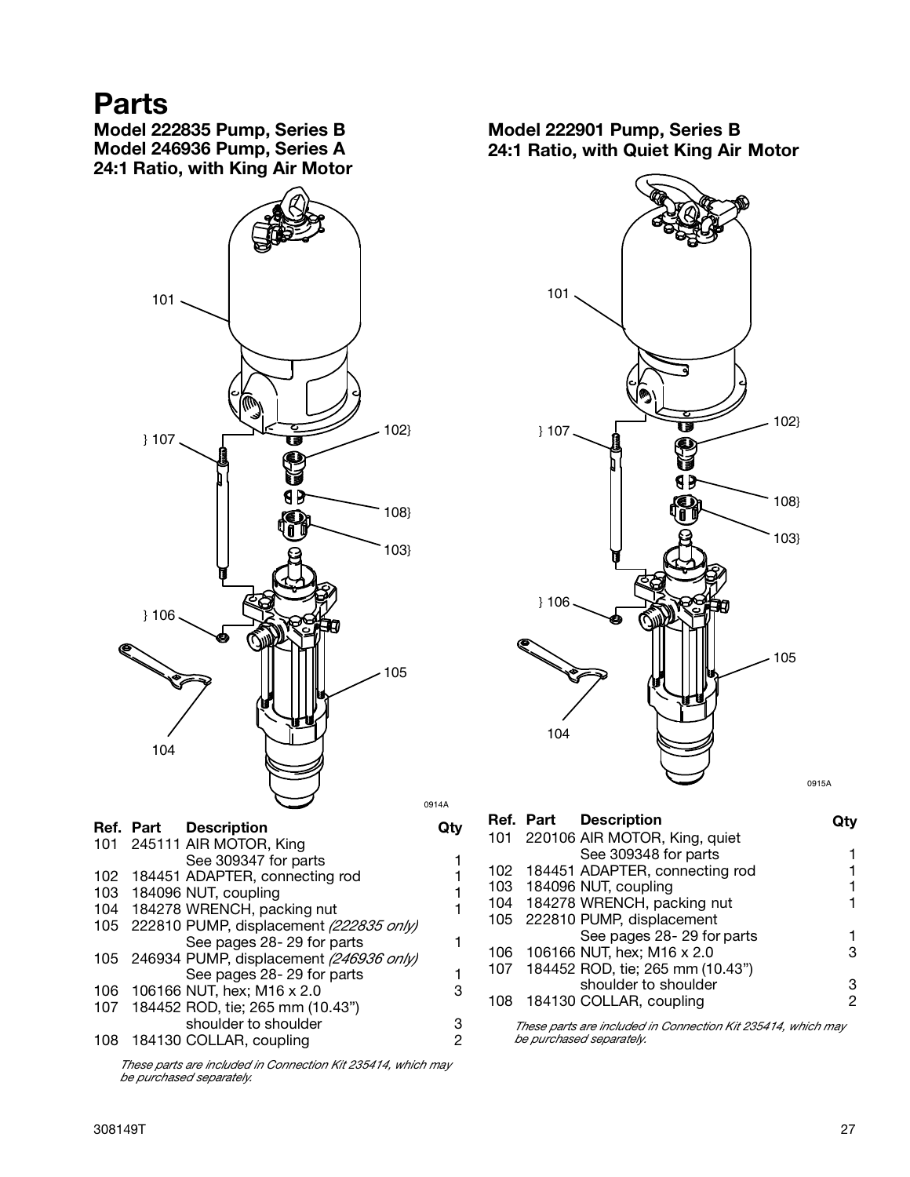# Parts

## Model 222835 Pump, Series B
## Model 246936 Pump, Series A
## 24:1 Ratio, with King Air Motor

0914A

| Ref. | Part | Description | Qty |
|---|---|---|---|
| 101 | 245111 | AIR MOTOR, King<br>See 309347 for parts | 1 |
| 102 | 184451 | ADAPTER, connecting rod | 1 |
| 103 | 184096 | NUT, coupling | 1 |
| 104 | 184278 | WRENCH, packing nut | 1 |
| 105 | 222810 | PUMP, displacement *(222835 only)*<br>See pages 28- 29 for parts | 1 |
| 105 | 246934 | PUMP, displacement *(246936 only)*<br>See pages 28- 29 for parts | 1 |
| 106 | 106166 | NUT, hex; M16 x 2.0 | 3 |
| 107 | 184452 | ROD, tie; 265 mm (10.43")<br>shoulder to shoulder | 3 |
| 108 | 184130 | COLLAR, coupling | 2 |

*These parts are included in Connection Kit 235414, which may be purchased separately.*

## Model 222901 Pump, Series B
## 24:1 Ratio, with Quiet King Air Motor

0915A

| Ref. | Part | Description | Qty |
|---|---|---|---|
| 101 | 220106 | AIR MOTOR, King, quiet<br>See 309348 for parts | 1 |
| 102 | 184451 | ADAPTER, connecting rod | 1 |
| 103 | 184096 | NUT, coupling | 1 |
| 104 | 184278 | WRENCH, packing nut | 1 |
| 105 | 222810 | PUMP, displacement<br>See pages 28- 29 for parts | 1 |
| 106 | 106166 | NUT, hex; M16 x 2.0 | 3 |
| 107 | 184452 | ROD, tie; 265 mm (10.43")<br>shoulder to shoulder | 3 |
| 108 | 184130 | COLLAR, coupling | 2 |

*These parts are included in Connection Kit 235414, which may be purchased separately.*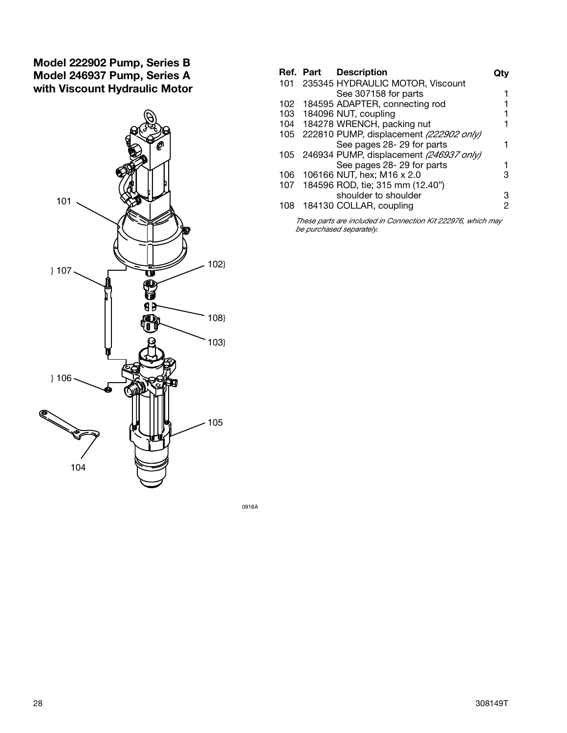## Model 222902 Pump, Series B
## Model 246937 Pump, Series A
## with Viscount Hydraulic Motor

| Ref. | Part | Description | Qty |
|---|---|---|---|
| 101 | 235345 | HYDRAULIC MOTOR, Viscount See 307158 for parts | 1 |
| 102 | 184595 | ADAPTER, connecting rod | 1 |
| 103 | 184096 | NUT, coupling | 1 |
| 104 | 184278 | WRENCH, packing nut | 1 |
| 105 | 222810 | PUMP, displacement *(222902 only)* See pages 28- 29 for parts | 1 |
| 105 | 246934 | PUMP, displacement *(246937 only)* See pages 28- 29 for parts | 1 |
| 106 | 106166 | NUT, hex; M16 x 2.0 | 3 |
| 107 | 184596 | ROD, tie; 315 mm (12.40") shoulder to shoulder | 3 |
| 108 | 184130 | COLLAR, coupling | 2 |

*These parts are included in Connection Kit 222976, which may be purchased separately.*

0916A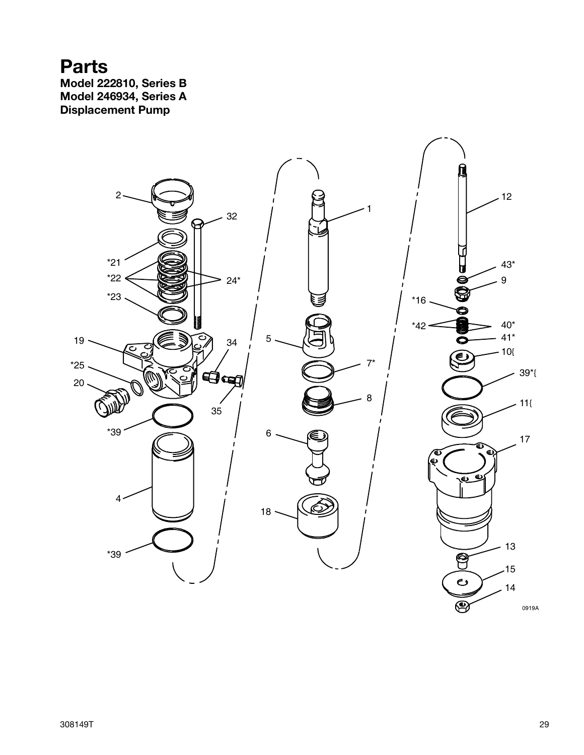# Parts

**Model 222810, Series B**
**Model 246934, Series A**
**Displacement Pump**

2
32
*21
*22
24*
*23
19
34
*25
20
35
*39
4
*39
1
5
7*
8
6
18
12
43*
9
*16
*42
40*
41*
10{
39*{
11{
17
13
15
14

0919A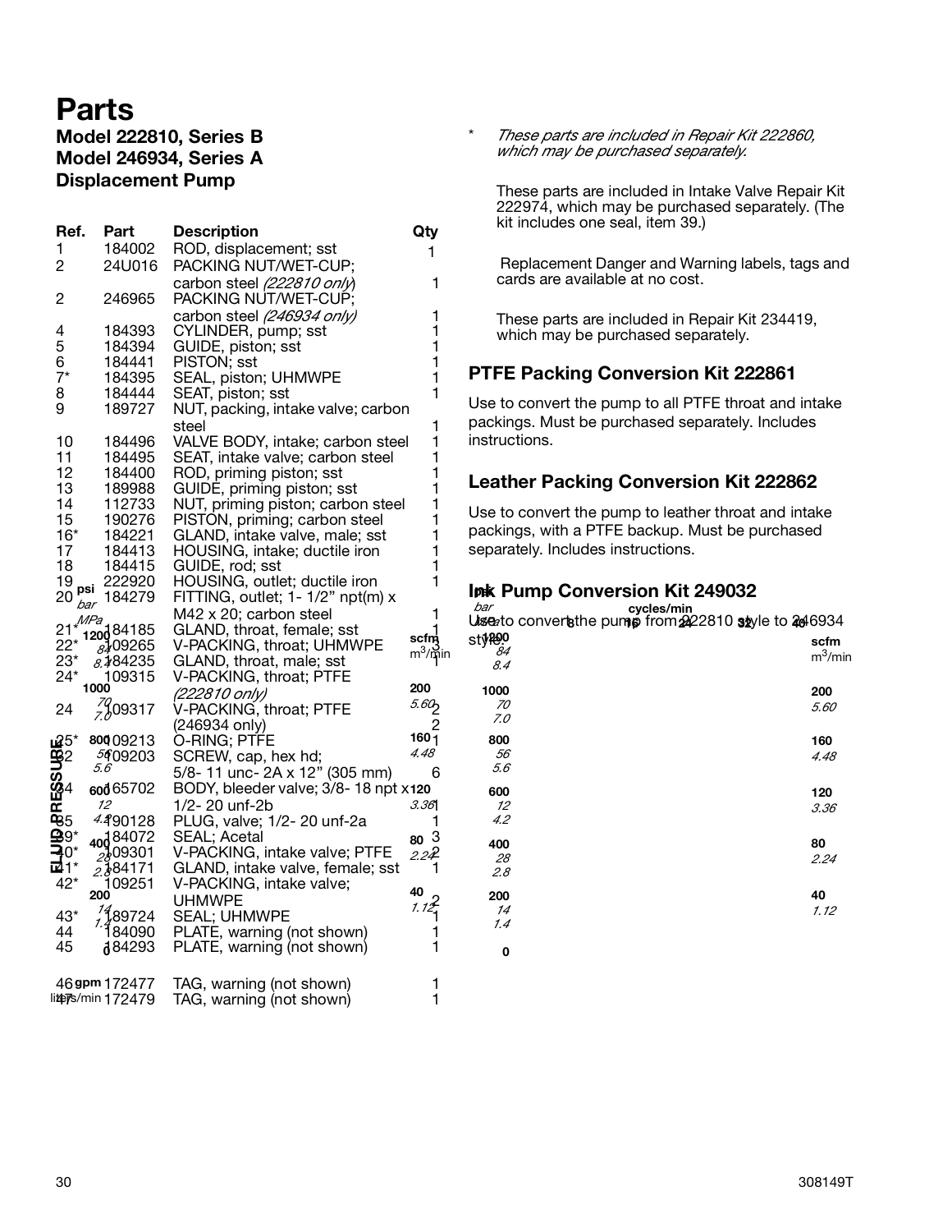# Parts

### Model 222810, Series B
### Model 246934, Series A
### Displacement Pump

| Ref. | Part | Description | Qty |
|---|---|---|---|
| 1 | 184002 | ROD, displacement; sst | 1 |
| 2 | 24U016 | PACKING NUT/WET-CUP; carbon steel *(222810 only)* | 1 |
| 2 | 246965 | PACKING NUT/WET-CUP; carbon steel *(246934 only)* | 1 |
| 4 | 184393 | CYLINDER, pump; sst | 1 |
| 5 | 184394 | GUIDE, piston; sst | 1 |
| 6 | 184441 | PISTON; sst | 1 |
| 7* | 184395 | SEAL, piston; UHMWPE | 1 |
| 8 | 184444 | SEAT, piston; sst | 1 |
| 9 | 189727 | NUT, packing, intake valve; carbon steel | 1 |
| 10 | 184496 | VALVE BODY, intake; carbon steel | 1 |
| 11 | 184495 | SEAT, intake valve; carbon steel | 1 |
| 12 | 184400 | ROD, priming piston; sst | 1 |
| 13 | 189988 | GUIDE, priming piston; sst | 1 |
| 14 | 112733 | NUT, priming piston; carbon steel | 1 |
| 15 | 190276 | PISTON, priming; carbon steel | 1 |
| 16* | 184221 | GLAND, intake valve, male; sst | 1 |
| 17 | 184413 | HOUSING, intake; ductile iron | 1 |
| 18 | 184415 | GUIDE, rod; sst | 1 |
| 19 | 222920 | HOUSING, outlet; ductile iron | 1 |
| 20 | 184279 | FITTING, outlet; 1- 1/2" npt(m) x M42 x 20; carbon steel | 1 |
| 21* | 184185 | GLAND, throat, female; sst | 1 |
| 22* | 109265 | V-PACKING, throat; UHMWPE | 3 |
| 23* | 184235 | GLAND, throat, male; sst | 1 |
| 24* | 109315 | V-PACKING, throat; PTFE *(222810 only)* | 2 |
| 24 | 109317 | V-PACKING, throat; PTFE (246934 only) | 2 |
| 25* | 109213 | O-RING; PTFE | 1 |
| 32 | 109203 | SCREW, cap, hex hd; 5/8- 11 unc- 2A x 12" (305 mm) | 6 |
| 34 | 165702 | BODY, bleeder valve; 3/8- 18 npt x 1/2- 20 unf-2b | 1 |
| 35 | 190128 | PLUG, valve; 1/2- 20 unf-2a | 1 |
| 39* | 184072 | SEAL; Acetal | 3 |
| 40* | 109301 | V-PACKING, intake valve; PTFE | 2 |
| 41* | 184171 | GLAND, intake valve, female; sst | 1 |
| 42* | 109251 | V-PACKING, intake valve; UHMWPE | 2 |
| 43* | 189724 | SEAL; UHMWPE | 1 |
| 44 | 184090 | PLATE, warning (not shown) | 1 |
| 45 | 184293 | PLATE, warning (not shown) | 1 |
| 46 | 172477 | TAG, warning (not shown) | 1 |
| 47 | 172479 | TAG, warning (not shown) | 1 |

\* *These parts are included in Repair Kit 222860, which may be purchased separately.*

These parts are included in Intake Valve Repair Kit 222974, which may be purchased separately. (The kit includes one seal, item 39.)

Replacement Danger and Warning labels, tags and cards are available at no cost.

These parts are included in Repair Kit 234419, which may be purchased separately.

## PTFE Packing Conversion Kit 222861

Use to convert the pump to all PTFE throat and intake packings. Must be purchased separately. Includes instructions.

## Leather Packing Conversion Kit 222862

Use to convert the pump to leather throat and intake packings, with a PTFE backup. Must be purchased separately. Includes instructions.

## Ink Pump Conversion Kit 249032

Use to convert the pump from 222810 style to 246934 style.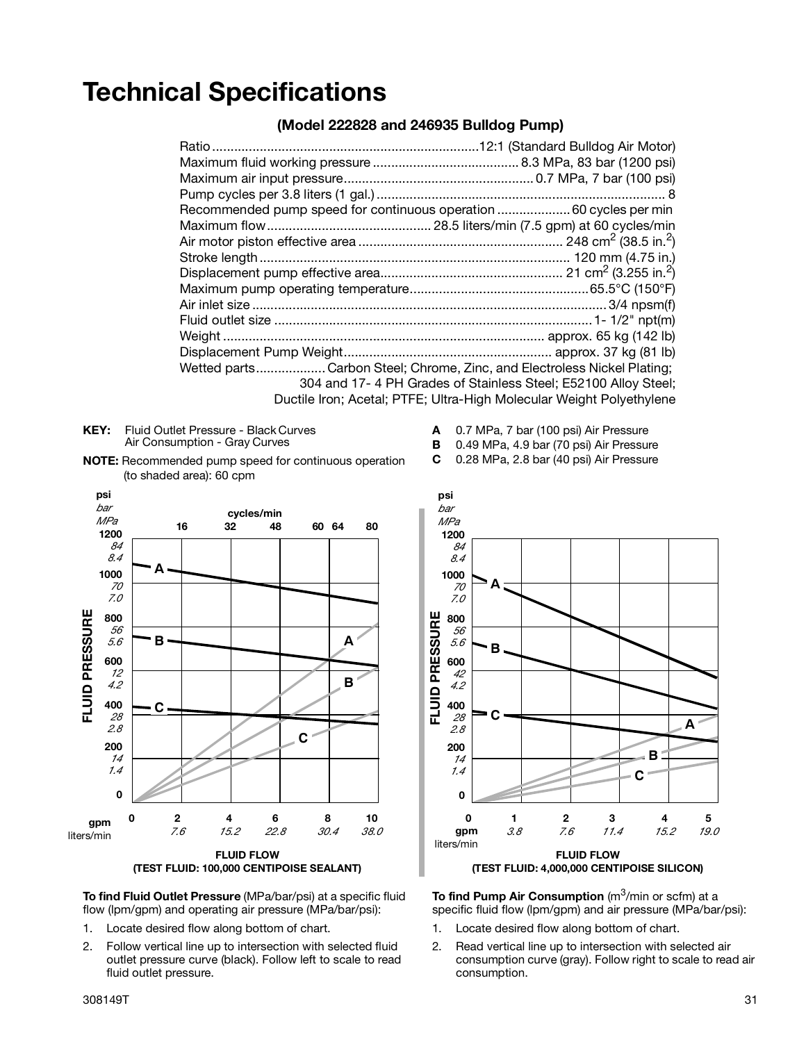# Technical Specifications

### (Model 222828 and 246935 Bulldog Pump)

| | |
|---|---|
| Ratio | 12:1 (Standard Bulldog Air Motor) |
| Maximum fluid working pressure | 8.3 MPa, 83 bar (1200 psi) |
| Maximum air input pressure | 0.7 MPa, 7 bar (100 psi) |
| Pump cycles per 3.8 liters (1 gal.) | 8 |
| Recommended pump speed for continuous operation | 60 cycles per min |
| Maximum flow | 28.5 liters/min (7.5 gpm) at 60 cycles/min |
| Air motor piston effective area | 248 $cm^2$ (38.5 $in.^2$) |
| Stroke length | 120 mm (4.75 in.) |
| Displacement pump effective area | 21 $cm^2$ (3.255 $in.^2$) |
| Maximum pump operating temperature | 65.5°C (150°F) |
| Air inlet size | 3/4 npsm(f) |
| Fluid outlet size | 1- 1/2" npt(m) |
| Weight | approx. 65 kg (142 lb) |
| Displacement Pump Weight | approx. 37 kg (81 lb) |
| Wetted parts | Carbon Steel; Chrome, Zinc, and Electroless Nickel Plating; 304 and 17- 4 PH Grades of Stainless Steel; E52100 Alloy Steel; Ductile Iron; Acetal; PTFE; Ultra-High Molecular Weight Polyethylene |

**KEY:** Fluid Outlet Pressure - Black Curves
Air Consumption - Gray Curves

**NOTE:** Recommended pump speed for continuous operation (to shaded area): 60 cpm

**A** 0.7 MPa, 7 bar (100 psi) Air Pressure
**B** 0.49 MPa, 4.9 bar (70 psi) Air Pressure
**C** 0.28 MPa, 2.8 bar (40 psi) Air Pressure

**FLUID FLOW**
**(TEST FLUID: 100,000 CENTIPOISE SEALANT)**

**FLUID FLOW**
**(TEST FLUID: 4,000,000 CENTIPOISE SILICON)**

**To find Fluid Outlet Pressure** (MPa/bar/psi) at a specific fluid flow (lpm/gpm) and operating air pressure (MPa/bar/psi):

1. Locate desired flow along bottom of chart.
2. Follow vertical line up to intersection with selected fluid outlet pressure curve (black). Follow left to scale to read fluid outlet pressure.

**To find Pump Air Consumption** ($m^3$/min or scfm) at a specific fluid flow (lpm/gpm) and air pressure (MPa/bar/psi):

1. Locate desired flow along bottom of chart.
2. Read vertical line up to intersection with selected air consumption curve (gray). Follow right to scale to read air consumption.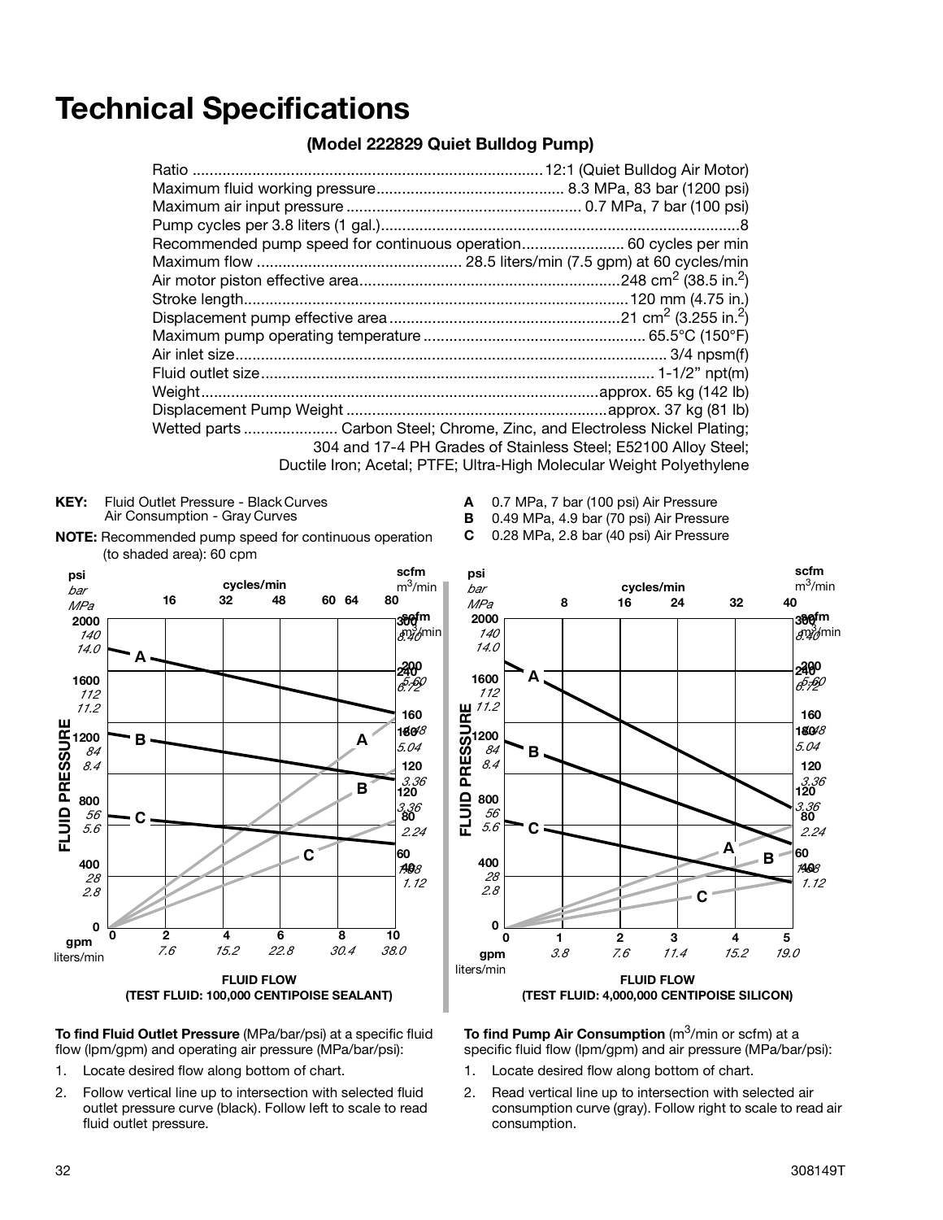# Technical Specifications

### (Model 222829 Quiet Bulldog Pump)

| | |
|---|---|
| Ratio | 12:1 (Quiet Bulldog Air Motor) |
| Maximum fluid working pressure | 8.3 MPa, 83 bar (1200 psi) |
| Maximum air input pressure | 0.7 MPa, 7 bar (100 psi) |
| Pump cycles per 3.8 liters (1 gal.) | 8 |
| Recommended pump speed for continuous operation | 60 cycles per min |
| Maximum flow | 28.5 liters/min (7.5 gpm) at 60 cycles/min |
| Air motor piston effective area | 248 cm$^2$ (38.5 in.$^2$) |
| Stroke length | 120 mm (4.75 in.) |
| Displacement pump effective area | 21 cm$^2$ (3.255 in.$^2$) |
| Maximum pump operating temperature | 65.5°C (150°F) |
| Air inlet size | 3/4 npsm(f) |
| Fluid outlet size | 1-1/2" npt(m) |
| Weight | approx. 65 kg (142 lb) |
| Displacement Pump Weight | approx. 37 kg (81 lb) |
| Wetted parts | Carbon Steel; Chrome, Zinc, and Electroless Nickel Plating; 304 and 17-4 PH Grades of Stainless Steel; E52100 Alloy Steel; Ductile Iron; Acetal; PTFE; Ultra-High Molecular Weight Polyethylene |

**KEY:** Fluid Outlet Pressure - Black Curves
Air Consumption - Gray Curves

**NOTE:** Recommended pump speed for continuous operation (to shaded area): 60 cpm

**A** 0.7 MPa, 7 bar (100 psi) Air Pressure
**B** 0.49 MPa, 4.9 bar (70 psi) Air Pressure
**C** 0.28 MPa, 2.8 bar (40 psi) Air Pressure

FLUID FLOW
(TEST FLUID: 100,000 CENTIPOISE SEALANT)

FLUID FLOW
(TEST FLUID: 4,000,000 CENTIPOISE SILICON)

**To find Fluid Outlet Pressure** (MPa/bar/psi) at a specific fluid flow (lpm/gpm) and operating air pressure (MPa/bar/psi):

1. Locate desired flow along bottom of chart.
2. Follow vertical line up to intersection with selected fluid outlet pressure curve (black). Follow left to scale to read fluid outlet pressure.

**To find Pump Air Consumption** (m$^3$/min or scfm) at a specific fluid flow (lpm/gpm) and air pressure (MPa/bar/psi):

1. Locate desired flow along bottom of chart.
2. Read vertical line up to intersection with selected air consumption curve (gray). Follow right to scale to read air consumption.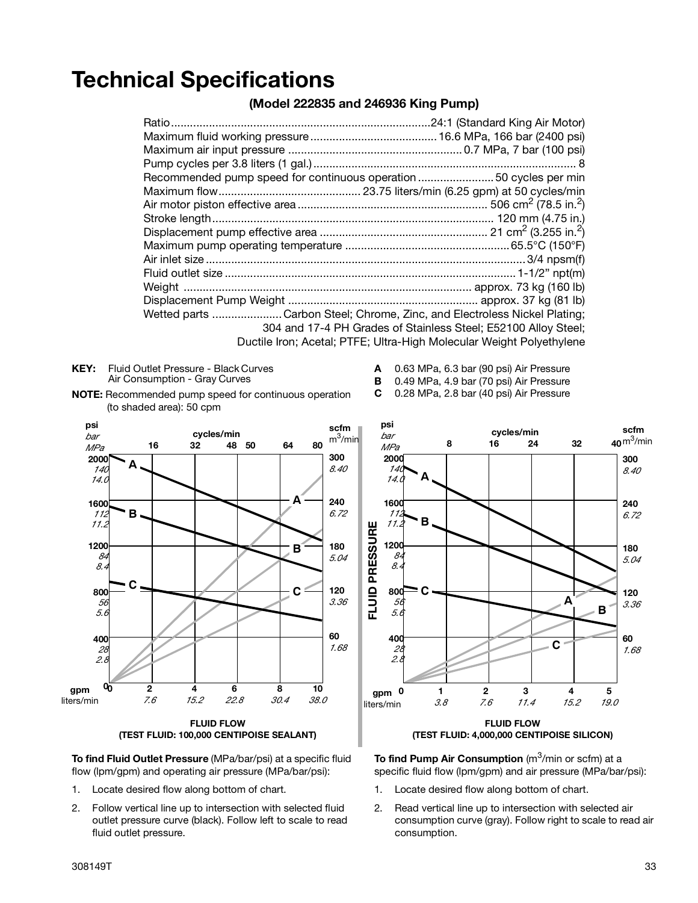# Technical Specifications

### (Model 222835 and 246936 King Pump)

| | |
|---|---|
| Ratio | 24:1 (Standard King Air Motor) |
| Maximum fluid working pressure | 16.6 MPa, 166 bar (2400 psi) |
| Maximum air input pressure | 0.7 MPa, 7 bar (100 psi) |
| Pump cycles per 3.8 liters (1 gal.) | 8 |
| Recommended pump speed for continuous operation | 50 cycles per min |
| Maximum flow | 23.75 liters/min (6.25 gpm) at 50 cycles/min |
| Air motor piston effective area | 506 $cm^2$ (78.5 $in.^2$) |
| Stroke length | 120 mm (4.75 in.) |
| Displacement pump effective area | 21 $cm^2$ (3.255 $in.^2$) |
| Maximum pump operating temperature | 65.5°C (150°F) |
| Air inlet size | 3/4 npsm(f) |
| Fluid outlet size | 1-1/2" npt(m) |
| Weight | approx. 73 kg (160 lb) |
| Displacement Pump Weight | approx. 37 kg (81 lb) |
| Wetted parts | Carbon Steel; Chrome, Zinc, and Electroless Nickel Plating; 304 and 17-4 PH Grades of Stainless Steel; E52100 Alloy Steel; Ductile Iron; Acetal; PTFE; Ultra-High Molecular Weight Polyethylene |

**KEY:** Fluid Outlet Pressure - Black Curves
Air Consumption - Gray Curves

**NOTE:** Recommended pump speed for continuous operation (to shaded area): 50 cpm

**A** 0.63 MPa, 6.3 bar (90 psi) Air Pressure
**B** 0.49 MPa, 4.9 bar (70 psi) Air Pressure
**C** 0.28 MPa, 2.8 bar (40 psi) Air Pressure

FLUID FLOW
(TEST FLUID: 100,000 CENTIPOISE SEALANT)

FLUID FLOW
(TEST FLUID: 4,000,000 CENTIPOISE SILICON)

**To find Fluid Outlet Pressure** (MPa/bar/psi) at a specific fluid flow (lpm/gpm) and operating air pressure (MPa/bar/psi):

1. Locate desired flow along bottom of chart.
2. Follow vertical line up to intersection with selected fluid outlet pressure curve (black). Follow left to scale to read fluid outlet pressure.

**To find Pump Air Consumption** ($m^3$/min or scfm) at a specific fluid flow (lpm/gpm) and air pressure (MPa/bar/psi):

1. Locate desired flow along bottom of chart.
2. Read vertical line up to intersection with selected air consumption curve (gray). Follow right to scale to read air consumption.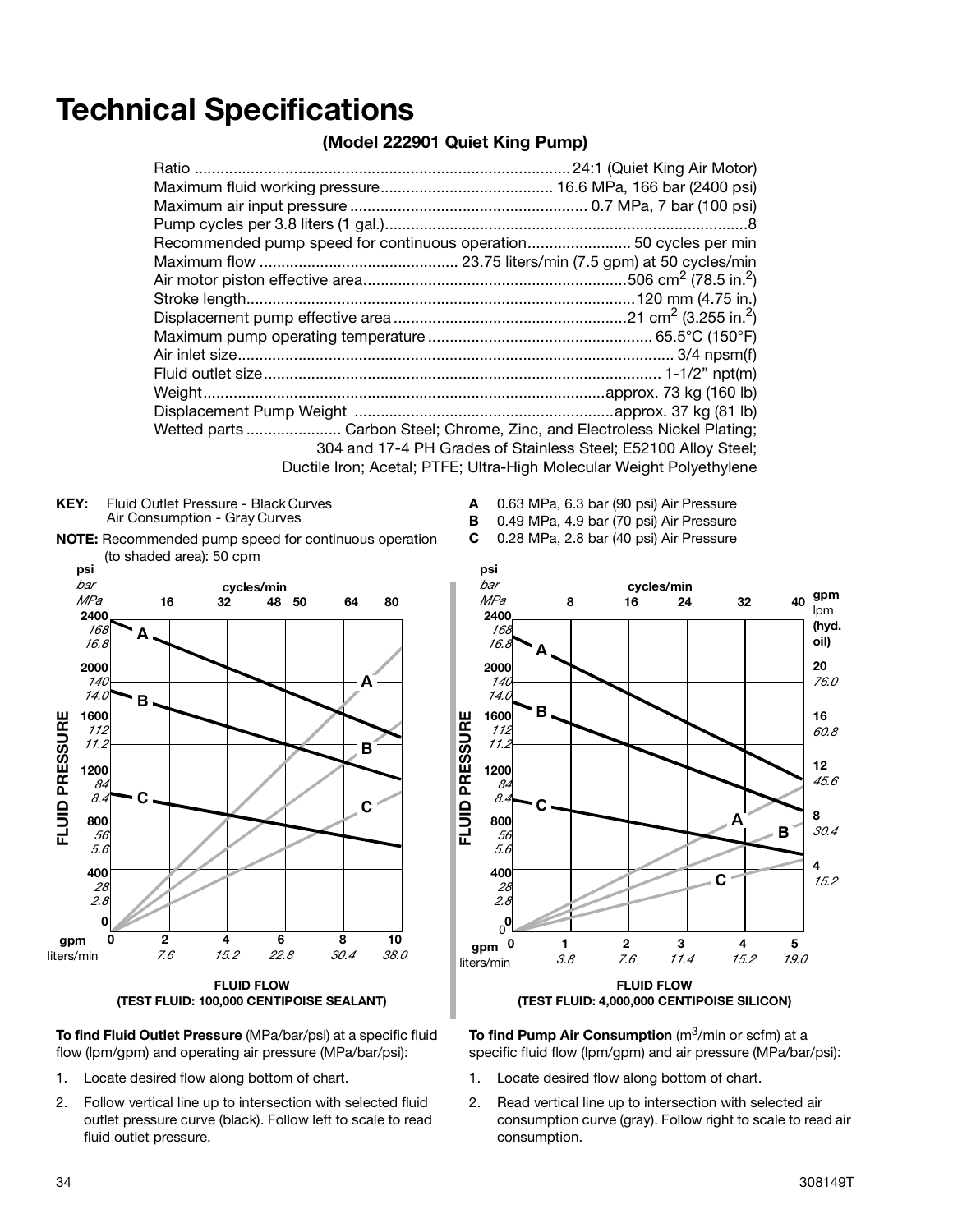# Technical Specifications

**(Model 222901 Quiet King Pump)**

| | |
|---|---|
| Ratio | 24:1 (Quiet King Air Motor) |
| Maximum fluid working pressure | 16.6 MPa, 166 bar (2400 psi) |
| Maximum air input pressure | 0.7 MPa, 7 bar (100 psi) |
| Pump cycles per 3.8 liters (1 gal.) | 8 |
| Recommended pump speed for continuous operation | 50 cycles per min |
| Maximum flow | 23.75 liters/min (7.5 gpm) at 50 cycles/min |
| Air motor piston effective area | 506 $cm^2$ (78.5 $in.^2$) |
| Stroke length | 120 mm (4.75 in.) |
| Displacement pump effective area | 21 $cm^2$ (3.255 $in.^2$) |
| Maximum pump operating temperature | 65.5°C (150°F) |
| Air inlet size | 3/4 npsm(f) |
| Fluid outlet size | 1-1/2" npt(m) |
| Weight | approx. 73 kg (160 lb) |
| Displacement Pump Weight | approx. 37 kg (81 lb) |
| Wetted parts | Carbon Steel; Chrome, Zinc, and Electroless Nickel Plating; 304 and 17-4 PH Grades of Stainless Steel; E52100 Alloy Steel; Ductile Iron; Acetal; PTFE; Ultra-High Molecular Weight Polyethylene |

**KEY:** Fluid Outlet Pressure - Black Curves
Air Consumption - Gray Curves

**NOTE:** Recommended pump speed for continuous operation (to shaded area): 50 cpm

**A** 0.63 MPa, 6.3 bar (90 psi) Air Pressure
**B** 0.49 MPa, 4.9 bar (70 psi) Air Pressure
**C** 0.28 MPa, 2.8 bar (40 psi) Air Pressure

**FLUID FLOW (TEST FLUID: 100,000 CENTIPOISE SEALANT)**

**FLUID FLOW (TEST FLUID: 4,000,000 CENTIPOISE SILICON)**

**To find Fluid Outlet Pressure** (MPa/bar/psi) at a specific fluid flow (lpm/gpm) and operating air pressure (MPa/bar/psi):

1. Locate desired flow along bottom of chart.
2. Follow vertical line up to intersection with selected fluid outlet pressure curve (black). Follow left to scale to read fluid outlet pressure.

**To find Pump Air Consumption** ($m^3$/min or scfm) at a specific fluid flow (lpm/gpm) and air pressure (MPa/bar/psi):

1. Locate desired flow along bottom of chart.
2. Read vertical line up to intersection with selected air consumption curve (gray). Follow right to scale to read air consumption.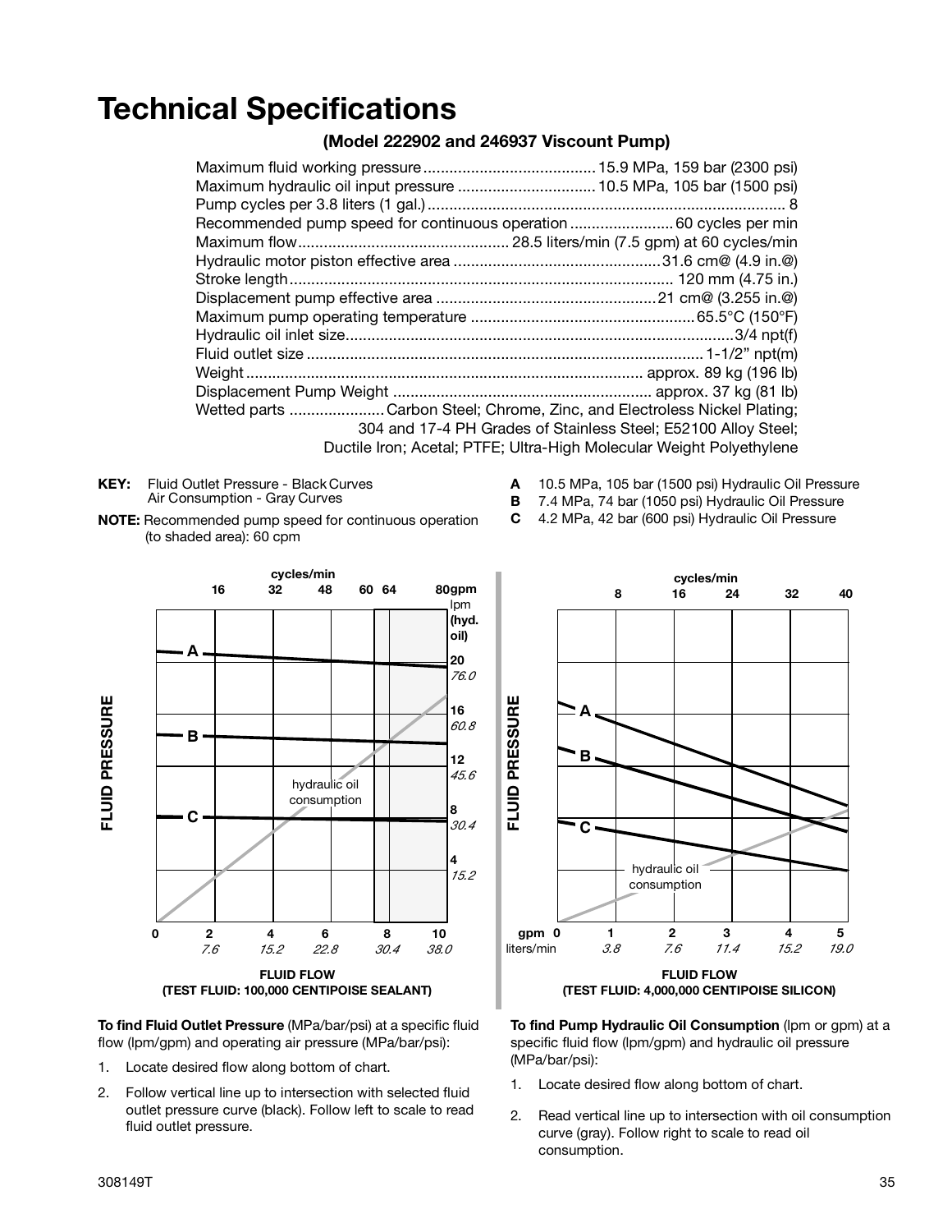# Technical Specifications

### (Model 222902 and 246937 Viscount Pump)

| | |
|---|---|
| Maximum fluid working pressure | 15.9 MPa, 159 bar (2300 psi) |
| Maximum hydraulic oil input pressure | 10.5 MPa, 105 bar (1500 psi) |
| Pump cycles per 3.8 liters (1 gal.) | 8 |
| Recommended pump speed for continuous operation | 60 cycles per min |
| Maximum flow | 28.5 liters/min (7.5 gpm) at 60 cycles/min |
| Hydraulic motor piston effective area | 31.6 cm@ (4.9 in.@) |
| Stroke length | 120 mm (4.75 in.) |
| Displacement pump effective area | 21 cm@ (3.255 in.@) |
| Maximum pump operating temperature | 65.5°C (150°F) |
| Hydraulic oil inlet size | 3/4 npt(f) |
| Fluid outlet size | 1-1/2" npt(m) |
| Weight | approx. 89 kg (196 lb) |
| Displacement Pump Weight | approx. 37 kg (81 lb) |
| Wetted parts | Carbon Steel; Chrome, Zinc, and Electroless Nickel Plating; 304 and 17-4 PH Grades of Stainless Steel; E52100 Alloy Steel; Ductile Iron; Acetal; PTFE; Ultra-High Molecular Weight Polyethylene |

**KEY:** Fluid Outlet Pressure - Black Curves
Air Consumption - Gray Curves

**NOTE:** Recommended pump speed for continuous operation (to shaded area): 60 cpm

**A** 10.5 MPa, 105 bar (1500 psi) Hydraulic Oil Pressure
**B** 7.4 MPa, 74 bar (1050 psi) Hydraulic Oil Pressure
**C** 4.2 MPa, 42 bar (600 psi) Hydraulic Oil Pressure

FLUID FLOW
(TEST FLUID: 100,000 CENTIPOISE SEALANT)

FLUID FLOW
(TEST FLUID: 4,000,000 CENTIPOISE SILICON)

**To find Fluid Outlet Pressure** (MPa/bar/psi) at a specific fluid flow (lpm/gpm) and operating air pressure (MPa/bar/psi):

1. Locate desired flow along bottom of chart.
2. Follow vertical line up to intersection with selected fluid outlet pressure curve (black). Follow left to scale to read fluid outlet pressure.

**To find Pump Hydraulic Oil Consumption** (lpm or gpm) at a specific fluid flow (lpm/gpm) and hydraulic oil pressure (MPa/bar/psi):

1. Locate desired flow along bottom of chart.
2. Read vertical line up to intersection with oil consumption curve (gray). Follow right to scale to read oil consumption.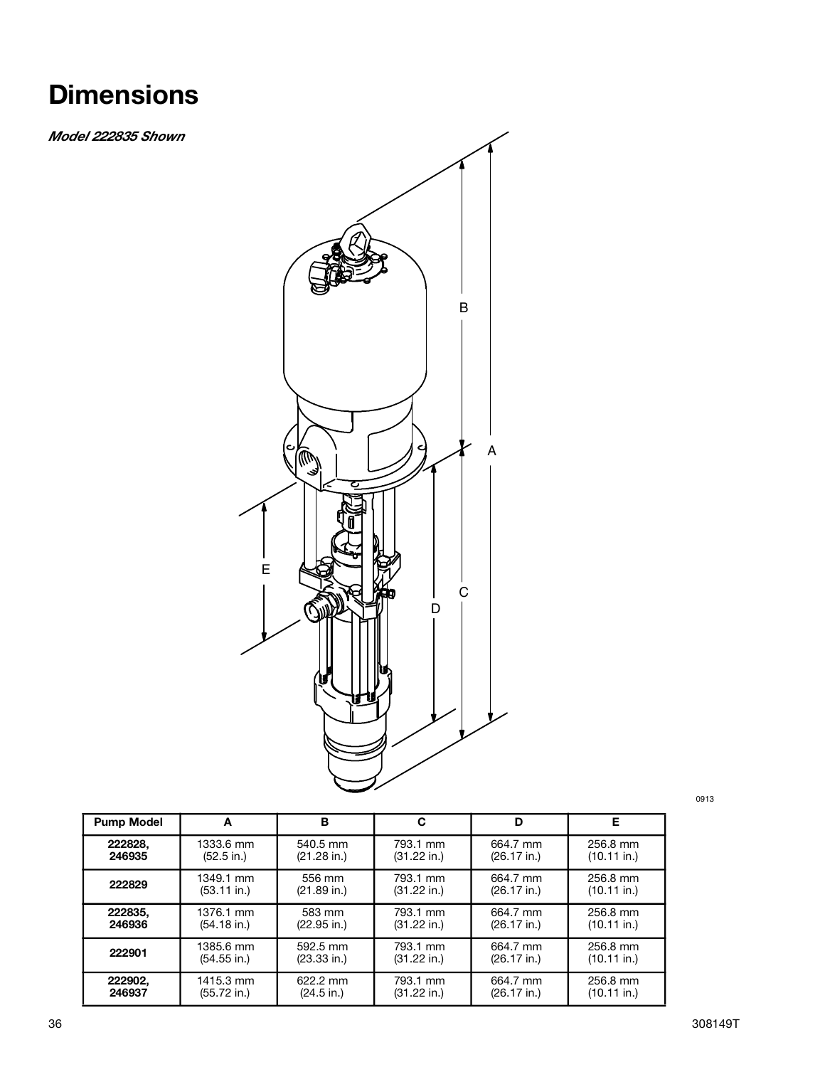# Dimensions

***Model 222835 Shown***

0913

| Pump Model | A | B | C | D | E |
|---|---|---|---|---|---|
| **222828, 246935** | 1333.6 mm (52.5 in.) | 540.5 mm (21.28 in.) | 793.1 mm (31.22 in.) | 664.7 mm (26.17 in.) | 256.8 mm (10.11 in.) |
| **222829** | 1349.1 mm (53.11 in.) | 556 mm (21.89 in.) | 793.1 mm (31.22 in.) | 664.7 mm (26.17 in.) | 256.8 mm (10.11 in.) |
| **222835, 246936** | 1376.1 mm (54.18 in.) | 583 mm (22.95 in.) | 793.1 mm (31.22 in.) | 664.7 mm (26.17 in.) | 256.8 mm (10.11 in.) |
| **222901** | 1385.6 mm (54.55 in.) | 592.5 mm (23.33 in.) | 793.1 mm (31.22 in.) | 664.7 mm (26.17 in.) | 256.8 mm (10.11 in.) |
| **222902, 246937** | 1415.3 mm (55.72 in.) | 622.2 mm (24.5 in.) | 793.1 mm (31.22 in.) | 664.7 mm (26.17 in.) | 256.8 mm (10.11 in.) |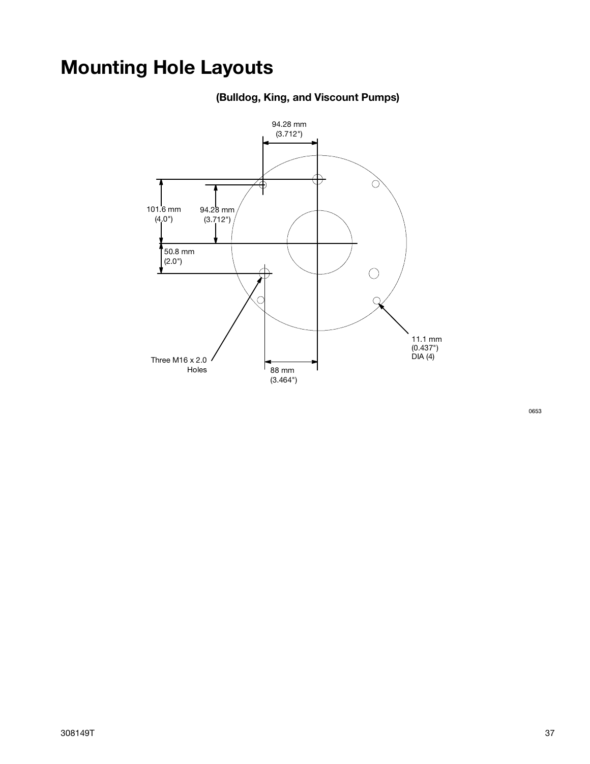# Mounting Hole Layouts

**(Bulldog, King, and Viscount Pumps)**

94.28 mm (3.712")

101.6 mm (4.0")

94.28 mm (3.712")

50.8 mm (2.0")

Three M16 x 2.0 Holes

88 mm (3.464")

11.1 mm (0.437") DIA (4)

0653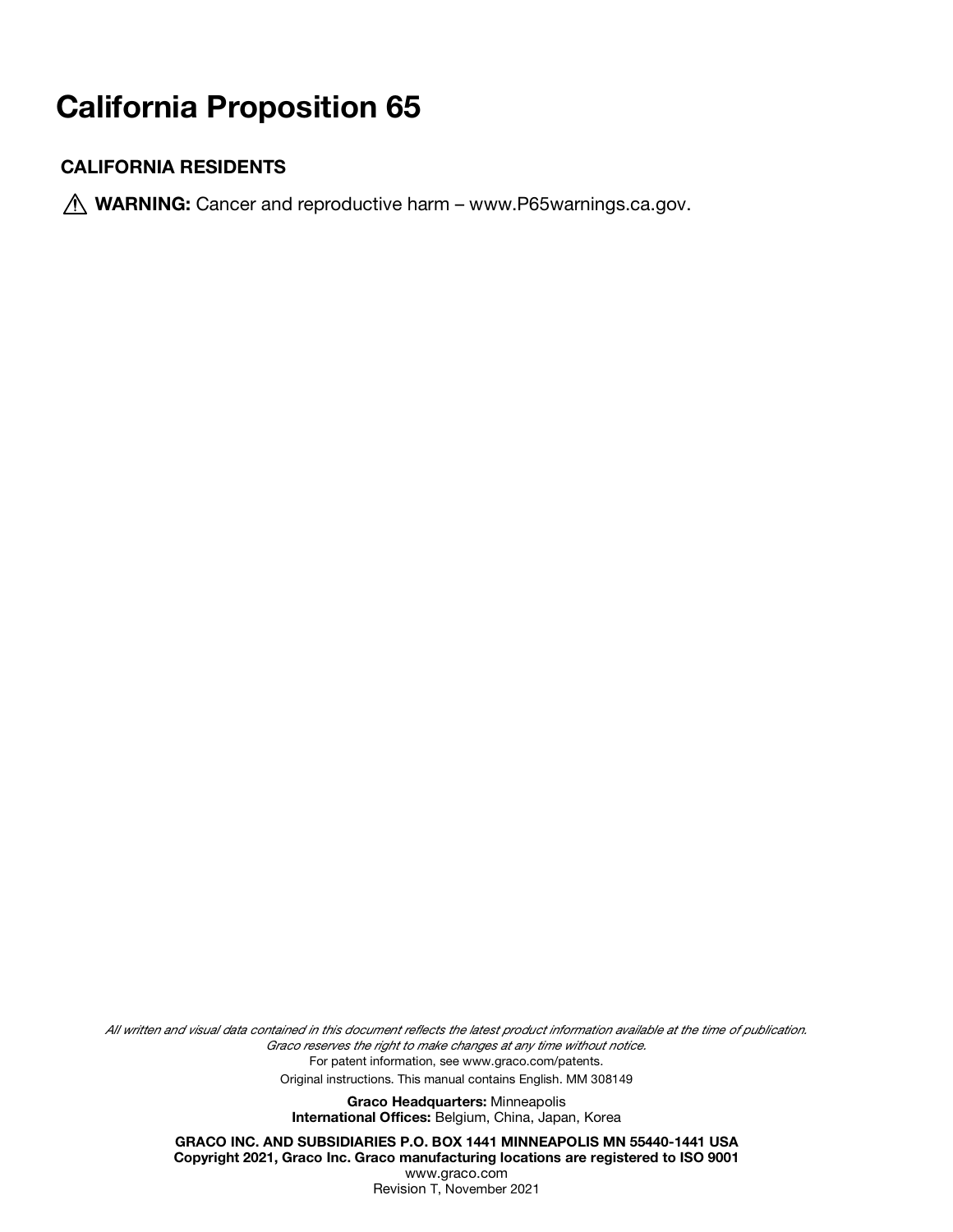# California Proposition 65

## CALIFORNIA RESIDENTS

⚠ **WARNING:** Cancer and reproductive harm – www.P65warnings.ca.gov.

*All written and visual data contained in this document reflects the latest product information available at the time of publication. Graco reserves the right to make changes at any time without notice.*

For patent information, see www.graco.com/patents.

Original instructions. This manual contains English. MM 308149

**Graco Headquarters:** Minneapolis
**International Offices:** Belgium, China, Japan, Korea

**GRACO INC. AND SUBSIDIARIES P.O. BOX 1441 MINNEAPOLIS MN 55440-1441 USA**
**Copyright 2021, Graco Inc. Graco manufacturing locations are registered to ISO 9001**
www.graco.com
Revision T, November 2021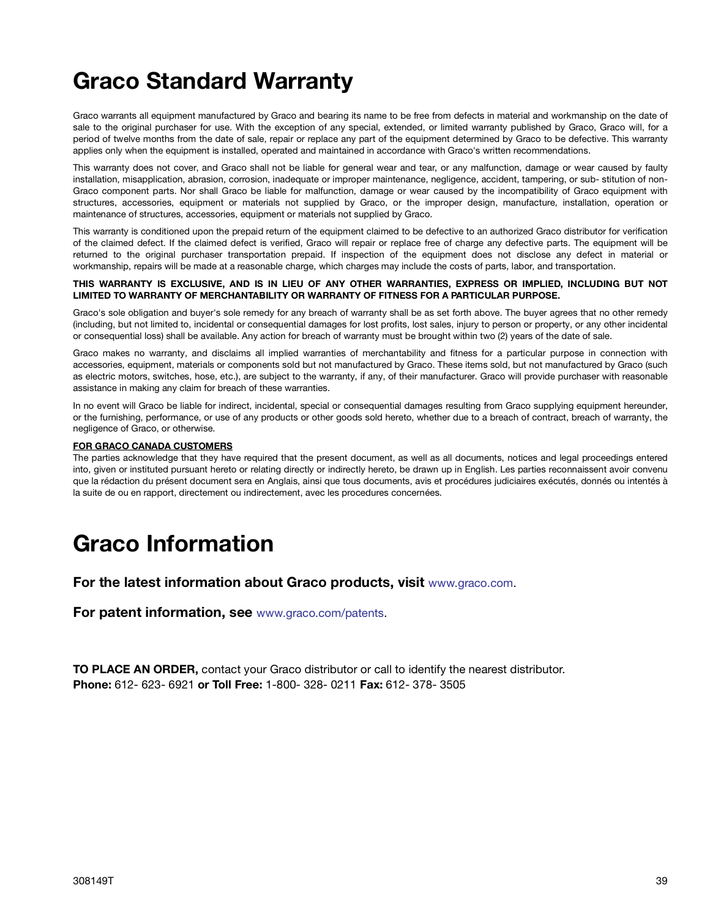# Graco Standard Warranty

Graco warrants all equipment manufactured by Graco and bearing its name to be free from defects in material and workmanship on the date of sale to the original purchaser for use. With the exception of any special, extended, or limited warranty published by Graco, Graco will, for a period of twelve months from the date of sale, repair or replace any part of the equipment determined by Graco to be defective. This warranty applies only when the equipment is installed, operated and maintained in accordance with Graco's written recommendations.

This warranty does not cover, and Graco shall not be liable for general wear and tear, or any malfunction, damage or wear caused by faulty installation, misapplication, abrasion, corrosion, inadequate or improper maintenance, negligence, accident, tampering, or sub- stitution of non-Graco component parts. Nor shall Graco be liable for malfunction, damage or wear caused by the incompatibility of Graco equipment with structures, accessories, equipment or materials not supplied by Graco, or the improper design, manufacture, installation, operation or maintenance of structures, accessories, equipment or materials not supplied by Graco.

This warranty is conditioned upon the prepaid return of the equipment claimed to be defective to an authorized Graco distributor for verification of the claimed defect. If the claimed defect is verified, Graco will repair or replace free of charge any defective parts. The equipment will be returned to the original purchaser transportation prepaid. If inspection of the equipment does not disclose any defect in material or workmanship, repairs will be made at a reasonable charge, which charges may include the costs of parts, labor, and transportation.

**THIS WARRANTY IS EXCLUSIVE, AND IS IN LIEU OF ANY OTHER WARRANTIES, EXPRESS OR IMPLIED, INCLUDING BUT NOT LIMITED TO WARRANTY OF MERCHANTABILITY OR WARRANTY OF FITNESS FOR A PARTICULAR PURPOSE.**

Graco's sole obligation and buyer's sole remedy for any breach of warranty shall be as set forth above. The buyer agrees that no other remedy (including, but not limited to, incidental or consequential damages for lost profits, lost sales, injury to person or property, or any other incidental or consequential loss) shall be available. Any action for breach of warranty must be brought within two (2) years of the date of sale.

Graco makes no warranty, and disclaims all implied warranties of merchantability and fitness for a particular purpose in connection with accessories, equipment, materials or components sold but not manufactured by Graco. These items sold, but not manufactured by Graco (such as electric motors, switches, hose, etc.), are subject to the warranty, if any, of their manufacturer. Graco will provide purchaser with reasonable assistance in making any claim for breach of these warranties.

In no event will Graco be liable for indirect, incidental, special or consequential damages resulting from Graco supplying equipment hereunder, or the furnishing, performance, or use of any products or other goods sold hereto, whether due to a breach of contract, breach of warranty, the negligence of Graco, or otherwise.

**FOR GRACO CANADA CUSTOMERS**

The parties acknowledge that they have required that the present document, as well as all documents, notices and legal proceedings entered into, given or instituted pursuant hereto or relating directly or indirectly hereto, be drawn up in English. Les parties reconnaissent avoir convenu que la rédaction du présent document sera en Anglais, ainsi que tous documents, avis et procédures judiciaires exécutés, donnés ou intentés à la suite de ou en rapport, directement ou indirectement, avec les procedures concernées.

# Graco Information

**For the latest information about Graco products, visit** www.graco.com.

**For patent information, see** www.graco.com/patents.

**TO PLACE AN ORDER,** contact your Graco distributor or call to identify the nearest distributor.
**Phone:** 612- 623- 6921 **or Toll Free:** 1-800- 328- 0211 **Fax:** 612- 378- 3505